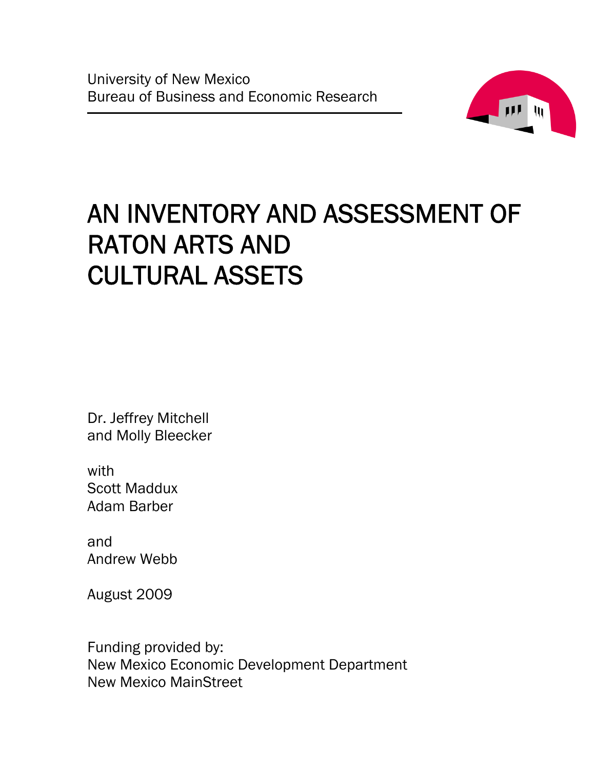University of New Mexico
Bureau of Business and Economic Research

# AN INVENTORY AND ASSESSMENT OF RATON ARTS AND CULTURAL ASSETS

Dr. Jeffrey Mitchell
and Molly Bleecker

with
Scott Maddux
Adam Barber

and
Andrew Webb

August 2009

Funding provided by:
New Mexico Economic Development Department
New Mexico MainStreet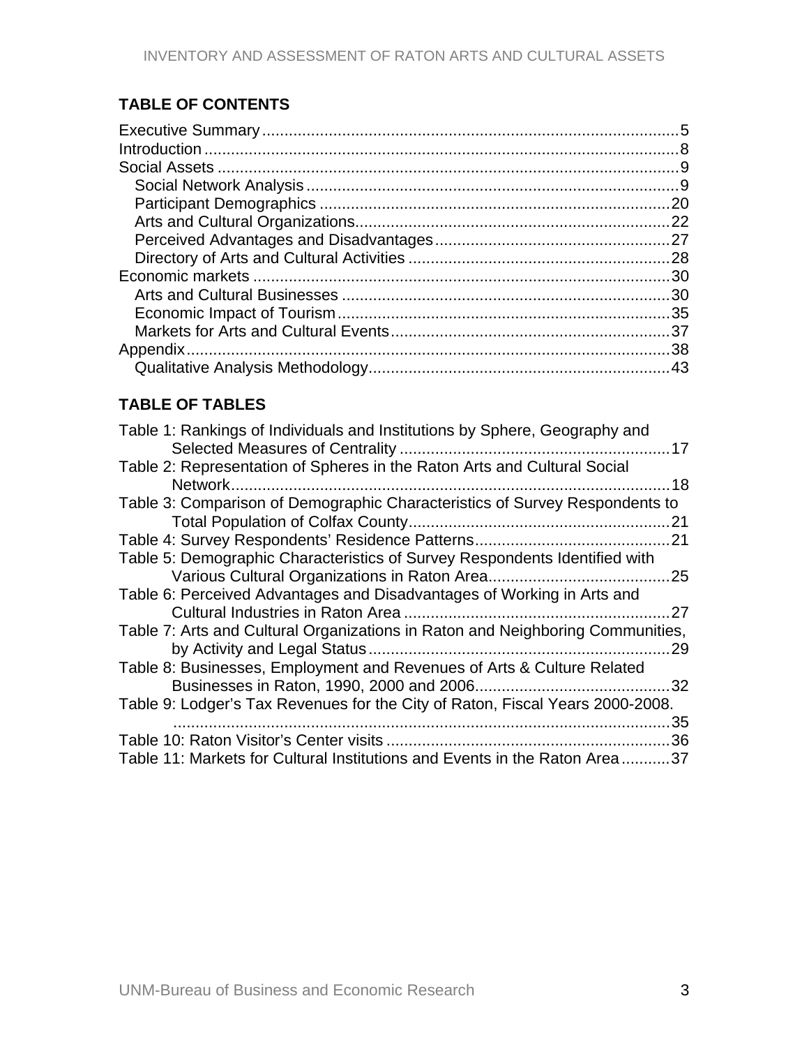## TABLE OF CONTENTS

Executive Summary .....5
Introduction .....8
Social Assets .....9
- Social Network Analysis .....9
- Participant Demographics .....20
- Arts and Cultural Organizations.....22
- Perceived Advantages and Disadvantages.....27
- Directory of Arts and Cultural Activities .....28

Economic markets .....30
- Arts and Cultural Businesses .....30
- Economic Impact of Tourism.....35
- Markets for Arts and Cultural Events.....37

Appendix.....38
- Qualitative Analysis Methodology.....43

## TABLE OF TABLES

Table 1: Rankings of Individuals and Institutions by Sphere, Geography and Selected Measures of Centrality .....17
Table 2: Representation of Spheres in the Raton Arts and Cultural Social Network.....18
Table 3: Comparison of Demographic Characteristics of Survey Respondents to Total Population of Colfax County.....21
Table 4: Survey Respondents' Residence Patterns.....21
Table 5: Demographic Characteristics of Survey Respondents Identified with Various Cultural Organizations in Raton Area.....25
Table 6: Perceived Advantages and Disadvantages of Working in Arts and Cultural Industries in Raton Area .....27
Table 7: Arts and Cultural Organizations in Raton and Neighboring Communities, by Activity and Legal Status.....29
Table 8: Businesses, Employment and Revenues of Arts & Culture Related Businesses in Raton, 1990, 2000 and 2006.....32
Table 9: Lodger's Tax Revenues for the City of Raton, Fiscal Years 2000-2008. .....35
Table 10: Raton Visitor's Center visits .....36
Table 11: Markets for Cultural Institutions and Events in the Raton Area.....37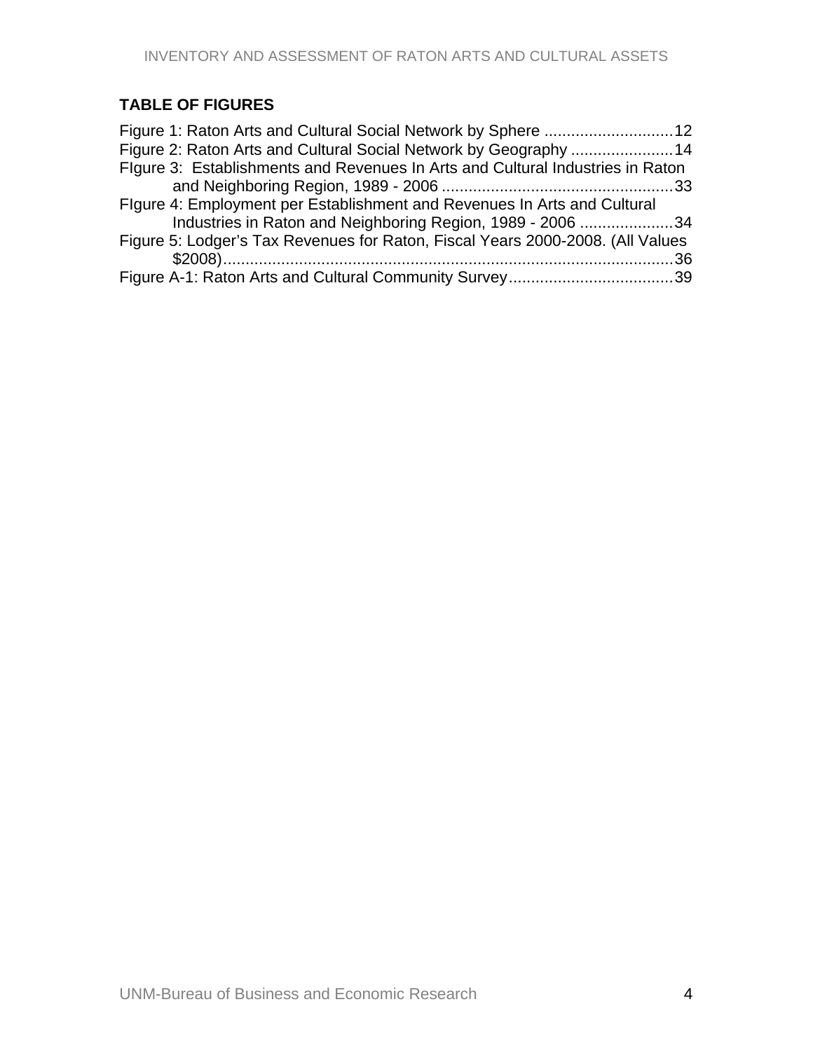## TABLE OF FIGURES

Figure 1: Raton Arts and Cultural Social Network by Sphere .............................12
Figure 2: Raton Arts and Cultural Social Network by Geography .......................14
FIgure 3: Establishments and Revenues In Arts and Cultural Industries in Raton and Neighboring Region, 1989 - 2006 ....................................................33
FIgure 4: Employment per Establishment and Revenues In Arts and Cultural Industries in Raton and Neighboring Region, 1989 - 2006 .....................34
Figure 5: Lodger's Tax Revenues for Raton, Fiscal Years 2000-2008. (All Values $2008).....................................................................................................36
Figure A-1: Raton Arts and Cultural Community Survey.....................................39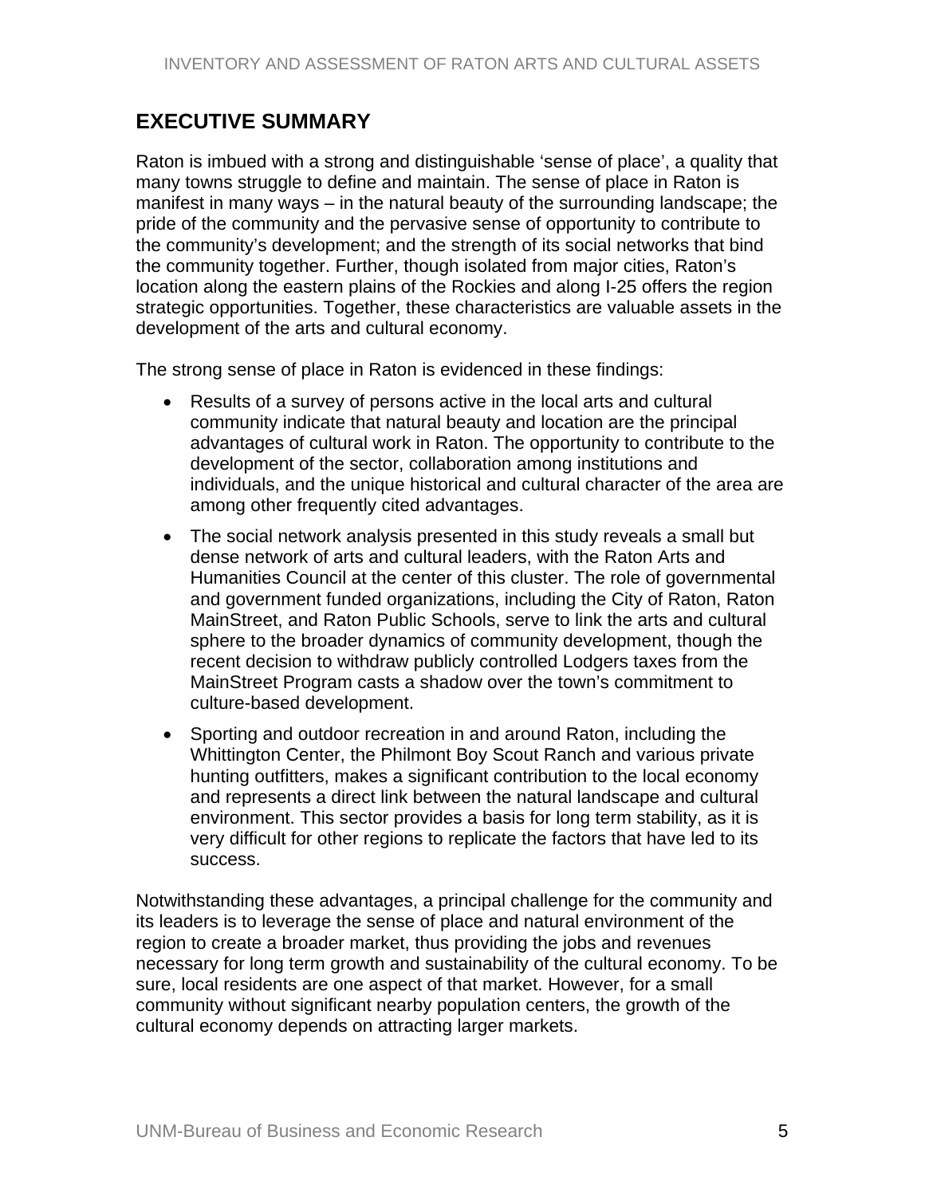## EXECUTIVE SUMMARY

Raton is imbued with a strong and distinguishable 'sense of place', a quality that many towns struggle to define and maintain. The sense of place in Raton is manifest in many ways – in the natural beauty of the surrounding landscape; the pride of the community and the pervasive sense of opportunity to contribute to the community's development; and the strength of its social networks that bind the community together. Further, though isolated from major cities, Raton's location along the eastern plains of the Rockies and along I-25 offers the region strategic opportunities. Together, these characteristics are valuable assets in the development of the arts and cultural economy.

The strong sense of place in Raton is evidenced in these findings:

- Results of a survey of persons active in the local arts and cultural community indicate that natural beauty and location are the principal advantages of cultural work in Raton. The opportunity to contribute to the development of the sector, collaboration among institutions and individuals, and the unique historical and cultural character of the area are among other frequently cited advantages.
- The social network analysis presented in this study reveals a small but dense network of arts and cultural leaders, with the Raton Arts and Humanities Council at the center of this cluster. The role of governmental and government funded organizations, including the City of Raton, Raton MainStreet, and Raton Public Schools, serve to link the arts and cultural sphere to the broader dynamics of community development, though the recent decision to withdraw publicly controlled Lodgers taxes from the MainStreet Program casts a shadow over the town's commitment to culture-based development.
- Sporting and outdoor recreation in and around Raton, including the Whittington Center, the Philmont Boy Scout Ranch and various private hunting outfitters, makes a significant contribution to the local economy and represents a direct link between the natural landscape and cultural environment. This sector provides a basis for long term stability, as it is very difficult for other regions to replicate the factors that have led to its success.

Notwithstanding these advantages, a principal challenge for the community and its leaders is to leverage the sense of place and natural environment of the region to create a broader market, thus providing the jobs and revenues necessary for long term growth and sustainability of the cultural economy. To be sure, local residents are one aspect of that market. However, for a small community without significant nearby population centers, the growth of the cultural economy depends on attracting larger markets.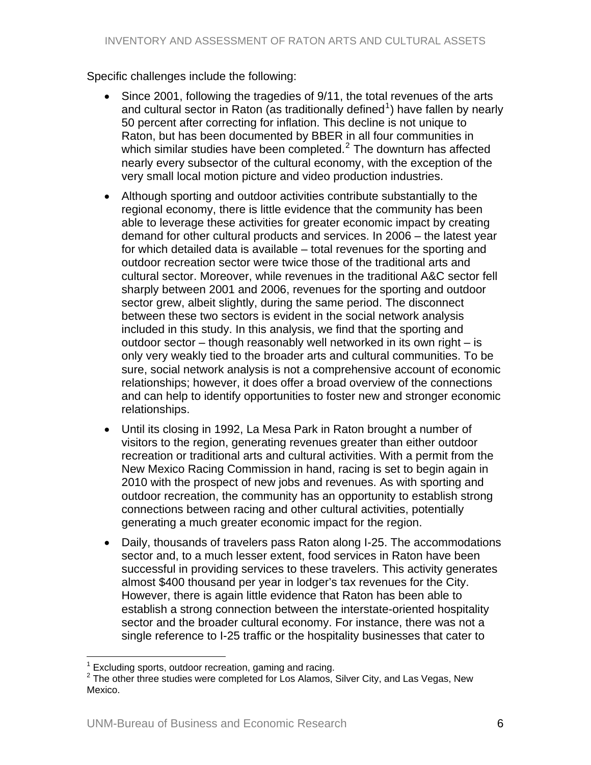Specific challenges include the following:

- Since 2001, following the tragedies of 9/11, the total revenues of the arts and cultural sector in Raton (as traditionally defined[1]) have fallen by nearly 50 percent after correcting for inflation. This decline is not unique to Raton, but has been documented by BBER in all four communities in which similar studies have been completed.[2] The downturn has affected nearly every subsector of the cultural economy, with the exception of the very small local motion picture and video production industries.
- Although sporting and outdoor activities contribute substantially to the regional economy, there is little evidence that the community has been able to leverage these activities for greater economic impact by creating demand for other cultural products and services. In 2006 – the latest year for which detailed data is available – total revenues for the sporting and outdoor recreation sector were twice those of the traditional arts and cultural sector. Moreover, while revenues in the traditional A&C sector fell sharply between 2001 and 2006, revenues for the sporting and outdoor sector grew, albeit slightly, during the same period. The disconnect between these two sectors is evident in the social network analysis included in this study. In this analysis, we find that the sporting and outdoor sector – though reasonably well networked in its own right – is only very weakly tied to the broader arts and cultural communities. To be sure, social network analysis is not a comprehensive account of economic relationships; however, it does offer a broad overview of the connections and can help to identify opportunities to foster new and stronger economic relationships.
- Until its closing in 1992, La Mesa Park in Raton brought a number of visitors to the region, generating revenues greater than either outdoor recreation or traditional arts and cultural activities. With a permit from the New Mexico Racing Commission in hand, racing is set to begin again in 2010 with the prospect of new jobs and revenues. As with sporting and outdoor recreation, the community has an opportunity to establish strong connections between racing and other cultural activities, potentially generating a much greater economic impact for the region.
- Daily, thousands of travelers pass Raton along I-25. The accommodations sector and, to a much lesser extent, food services in Raton have been successful in providing services to these travelers. This activity generates almost $400 thousand per year in lodger's tax revenues for the City. However, there is again little evidence that Raton has been able to establish a strong connection between the interstate-oriented hospitality sector and the broader cultural economy. For instance, there was not a single reference to I-25 traffic or the hospitality businesses that cater to

[1] Excluding sports, outdoor recreation, gaming and racing.

[2] The other three studies were completed for Los Alamos, Silver City, and Las Vegas, New Mexico.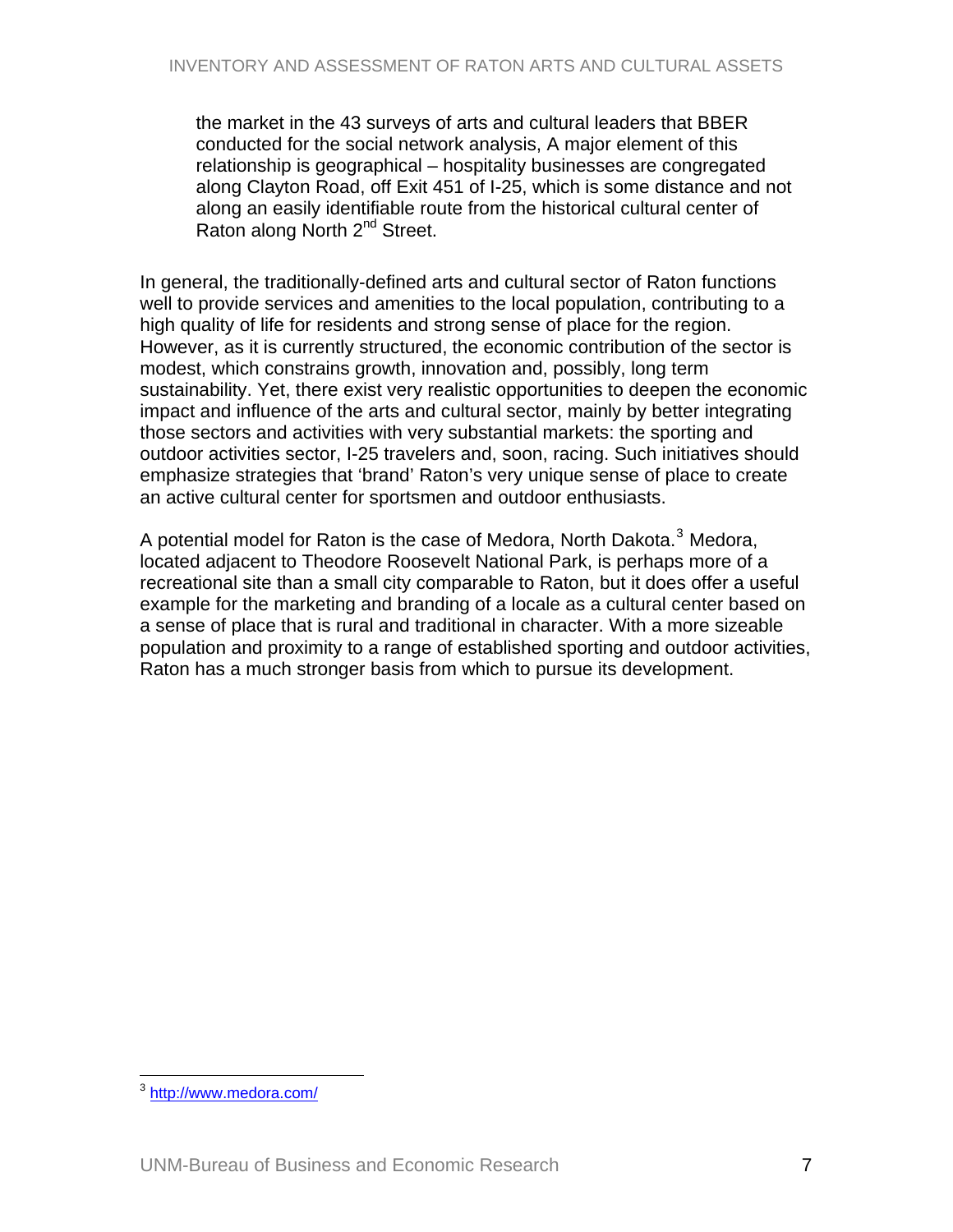> the market in the 43 surveys of arts and cultural leaders that BBER conducted for the social network analysis, A major element of this relationship is geographical – hospitality businesses are congregated along Clayton Road, off Exit 451 of I-25, which is some distance and not along an easily identifiable route from the historical cultural center of Raton along North 2nd Street.

In general, the traditionally-defined arts and cultural sector of Raton functions well to provide services and amenities to the local population, contributing to a high quality of life for residents and strong sense of place for the region. However, as it is currently structured, the economic contribution of the sector is modest, which constrains growth, innovation and, possibly, long term sustainability. Yet, there exist very realistic opportunities to deepen the economic impact and influence of the arts and cultural sector, mainly by better integrating those sectors and activities with very substantial markets: the sporting and outdoor activities sector, I-25 travelers and, soon, racing. Such initiatives should emphasize strategies that 'brand' Raton's very unique sense of place to create an active cultural center for sportsmen and outdoor enthusiasts.

A potential model for Raton is the case of Medora, North Dakota.[3] Medora, located adjacent to Theodore Roosevelt National Park, is perhaps more of a recreational site than a small city comparable to Raton, but it does offer a useful example for the marketing and branding of a locale as a cultural center based on a sense of place that is rural and traditional in character. With a more sizeable population and proximity to a range of established sporting and outdoor activities, Raton has a much stronger basis from which to pursue its development.

---

[3] http://www.medora.com/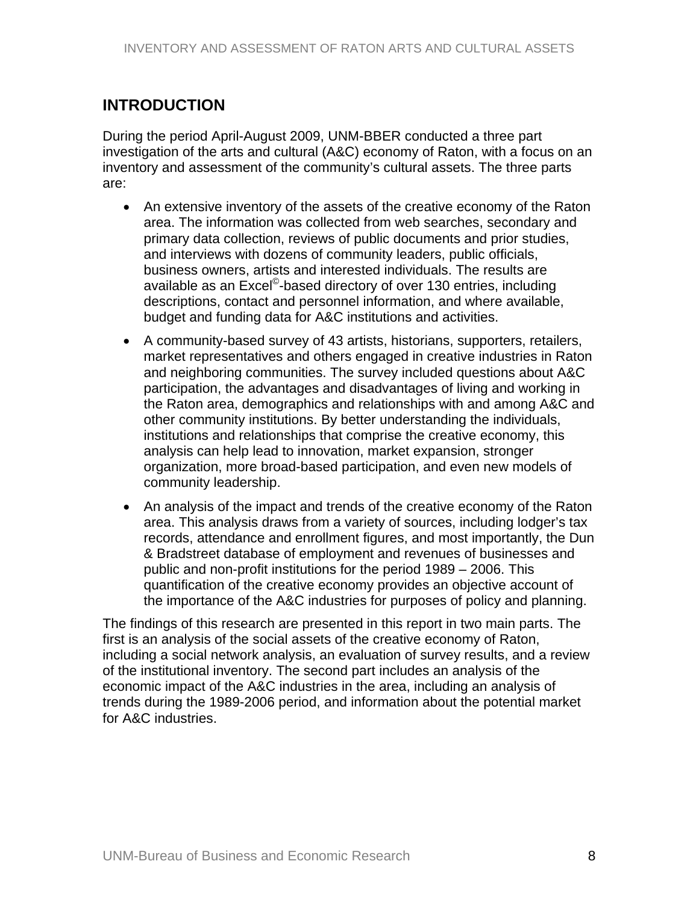# INTRODUCTION

During the period April-August 2009, UNM-BBER conducted a three part investigation of the arts and cultural (A&C) economy of Raton, with a focus on an inventory and assessment of the community's cultural assets. The three parts are:

- An extensive inventory of the assets of the creative economy of the Raton area. The information was collected from web searches, secondary and primary data collection, reviews of public documents and prior studies, and interviews with dozens of community leaders, public officials, business owners, artists and interested individuals. The results are available as an Excel©-based directory of over 130 entries, including descriptions, contact and personnel information, and where available, budget and funding data for A&C institutions and activities.
- A community-based survey of 43 artists, historians, supporters, retailers, market representatives and others engaged in creative industries in Raton and neighboring communities. The survey included questions about A&C participation, the advantages and disadvantages of living and working in the Raton area, demographics and relationships with and among A&C and other community institutions. By better understanding the individuals, institutions and relationships that comprise the creative economy, this analysis can help lead to innovation, market expansion, stronger organization, more broad-based participation, and even new models of community leadership.
- An analysis of the impact and trends of the creative economy of the Raton area. This analysis draws from a variety of sources, including lodger's tax records, attendance and enrollment figures, and most importantly, the Dun & Bradstreet database of employment and revenues of businesses and public and non-profit institutions for the period 1989 – 2006. This quantification of the creative economy provides an objective account of the importance of the A&C industries for purposes of policy and planning.

The findings of this research are presented in this report in two main parts. The first is an analysis of the social assets of the creative economy of Raton, including a social network analysis, an evaluation of survey results, and a review of the institutional inventory. The second part includes an analysis of the economic impact of the A&C industries in the area, including an analysis of trends during the 1989-2006 period, and information about the potential market for A&C industries.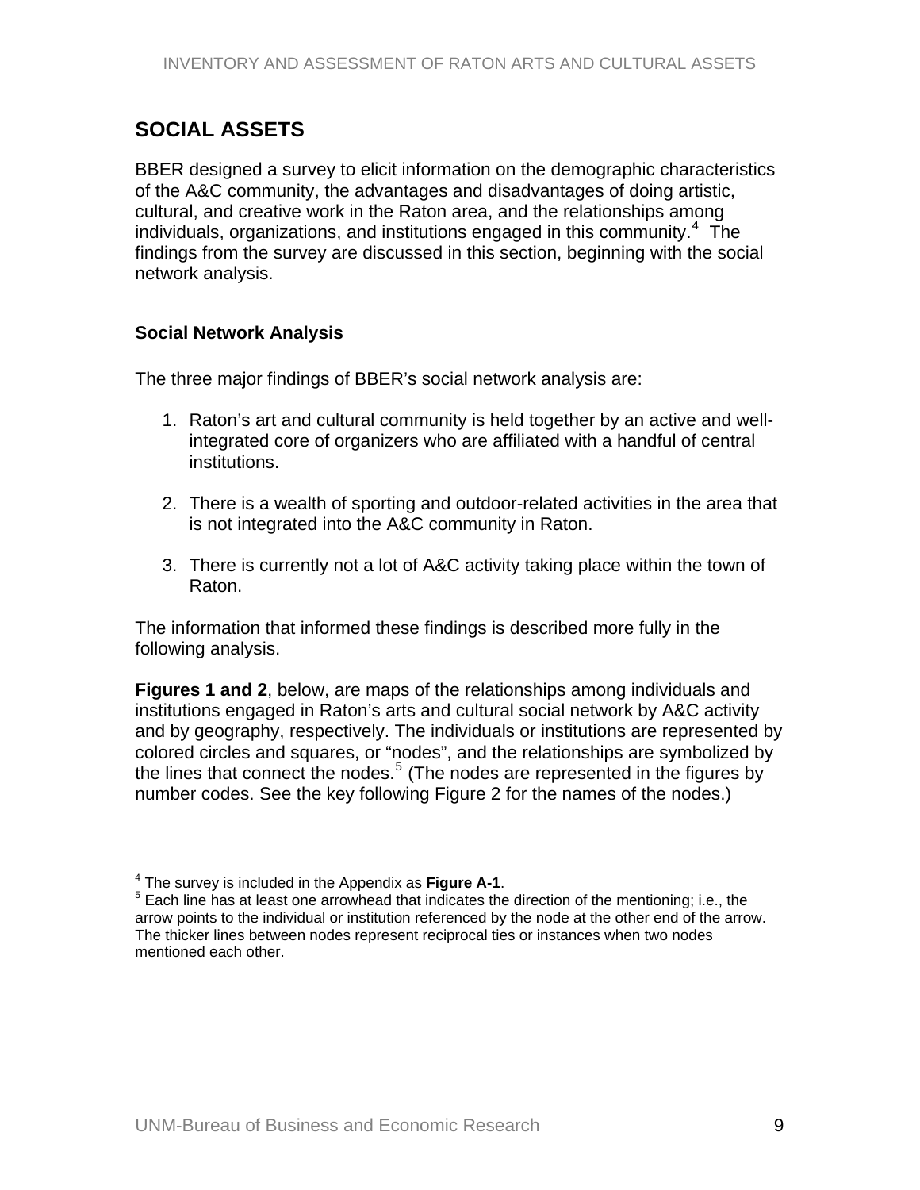## SOCIAL ASSETS

BBER designed a survey to elicit information on the demographic characteristics of the A&C community, the advantages and disadvantages of doing artistic, cultural, and creative work in the Raton area, and the relationships among individuals, organizations, and institutions engaged in this community.[4] The findings from the survey are discussed in this section, beginning with the social network analysis.

### Social Network Analysis

The three major findings of BBER's social network analysis are:

1. Raton's art and cultural community is held together by an active and well-integrated core of organizers who are affiliated with a handful of central institutions.

2. There is a wealth of sporting and outdoor-related activities in the area that is not integrated into the A&C community in Raton.

3. There is currently not a lot of A&C activity taking place within the town of Raton.

The information that informed these findings is described more fully in the following analysis.

**Figures 1 and 2**, below, are maps of the relationships among individuals and institutions engaged in Raton's arts and cultural social network by A&C activity and by geography, respectively. The individuals or institutions are represented by colored circles and squares, or "nodes", and the relationships are symbolized by the lines that connect the nodes.[5] (The nodes are represented in the figures by number codes. See the key following Figure 2 for the names of the nodes.)

---

[4] The survey is included in the Appendix as **Figure A-1**.

[5] Each line has at least one arrowhead that indicates the direction of the mentioning; i.e., the arrow points to the individual or institution referenced by the node at the other end of the arrow. The thicker lines between nodes represent reciprocal ties or instances when two nodes mentioned each other.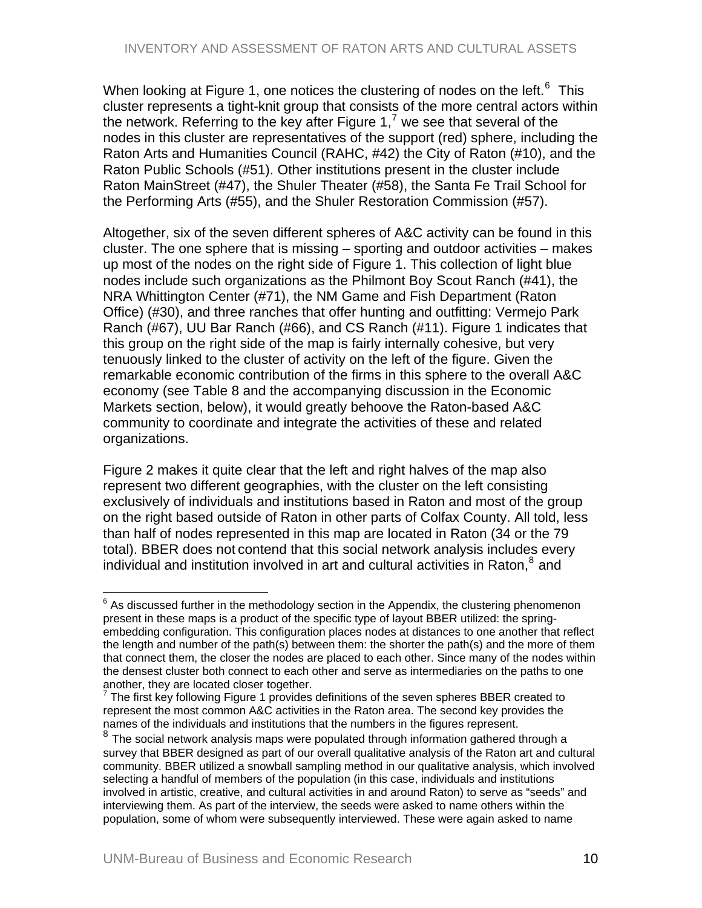When looking at Figure 1, one notices the clustering of nodes on the left.[6] This cluster represents a tight-knit group that consists of the more central actors within the network. Referring to the key after Figure 1,[7] we see that several of the nodes in this cluster are representatives of the support (red) sphere, including the Raton Arts and Humanities Council (RAHC, #42) the City of Raton (#10), and the Raton Public Schools (#51). Other institutions present in the cluster include Raton MainStreet (#47), the Shuler Theater (#58), the Santa Fe Trail School for the Performing Arts (#55), and the Shuler Restoration Commission (#57).

Altogether, six of the seven different spheres of A&C activity can be found in this cluster. The one sphere that is missing – sporting and outdoor activities – makes up most of the nodes on the right side of Figure 1. This collection of light blue nodes include such organizations as the Philmont Boy Scout Ranch (#41), the NRA Whittington Center (#71), the NM Game and Fish Department (Raton Office) (#30), and three ranches that offer hunting and outfitting: Vermejo Park Ranch (#67), UU Bar Ranch (#66), and CS Ranch (#11). Figure 1 indicates that this group on the right side of the map is fairly internally cohesive, but very tenuously linked to the cluster of activity on the left of the figure. Given the remarkable economic contribution of the firms in this sphere to the overall A&C economy (see Table 8 and the accompanying discussion in the Economic Markets section, below), it would greatly behoove the Raton-based A&C community to coordinate and integrate the activities of these and related organizations.

Figure 2 makes it quite clear that the left and right halves of the map also represent two different geographies, with the cluster on the left consisting exclusively of individuals and institutions based in Raton and most of the group on the right based outside of Raton in other parts of Colfax County. All told, less than half of nodes represented in this map are located in Raton (34 or the 79 total). BBER does not contend that this social network analysis includes every individual and institution involved in art and cultural activities in Raton,[8] and

---

[6] As discussed further in the methodology section in the Appendix, the clustering phenomenon present in these maps is a product of the specific type of layout BBER utilized: the spring-embedding configuration. This configuration places nodes at distances to one another that reflect the length and number of the path(s) between them: the shorter the path(s) and the more of them that connect them, the closer the nodes are placed to each other. Since many of the nodes within the densest cluster both connect to each other and serve as intermediaries on the paths to one another, they are located closer together.

[7] The first key following Figure 1 provides definitions of the seven spheres BBER created to represent the most common A&C activities in the Raton area. The second key provides the names of the individuals and institutions that the numbers in the figures represent.

[8] The social network analysis maps were populated through information gathered through a survey that BBER designed as part of our overall qualitative analysis of the Raton art and cultural community. BBER utilized a snowball sampling method in our qualitative analysis, which involved selecting a handful of members of the population (in this case, individuals and institutions involved in artistic, creative, and cultural activities in and around Raton) to serve as "seeds" and interviewing them. As part of the interview, the seeds were asked to name others within the population, some of whom were subsequently interviewed. These were again asked to name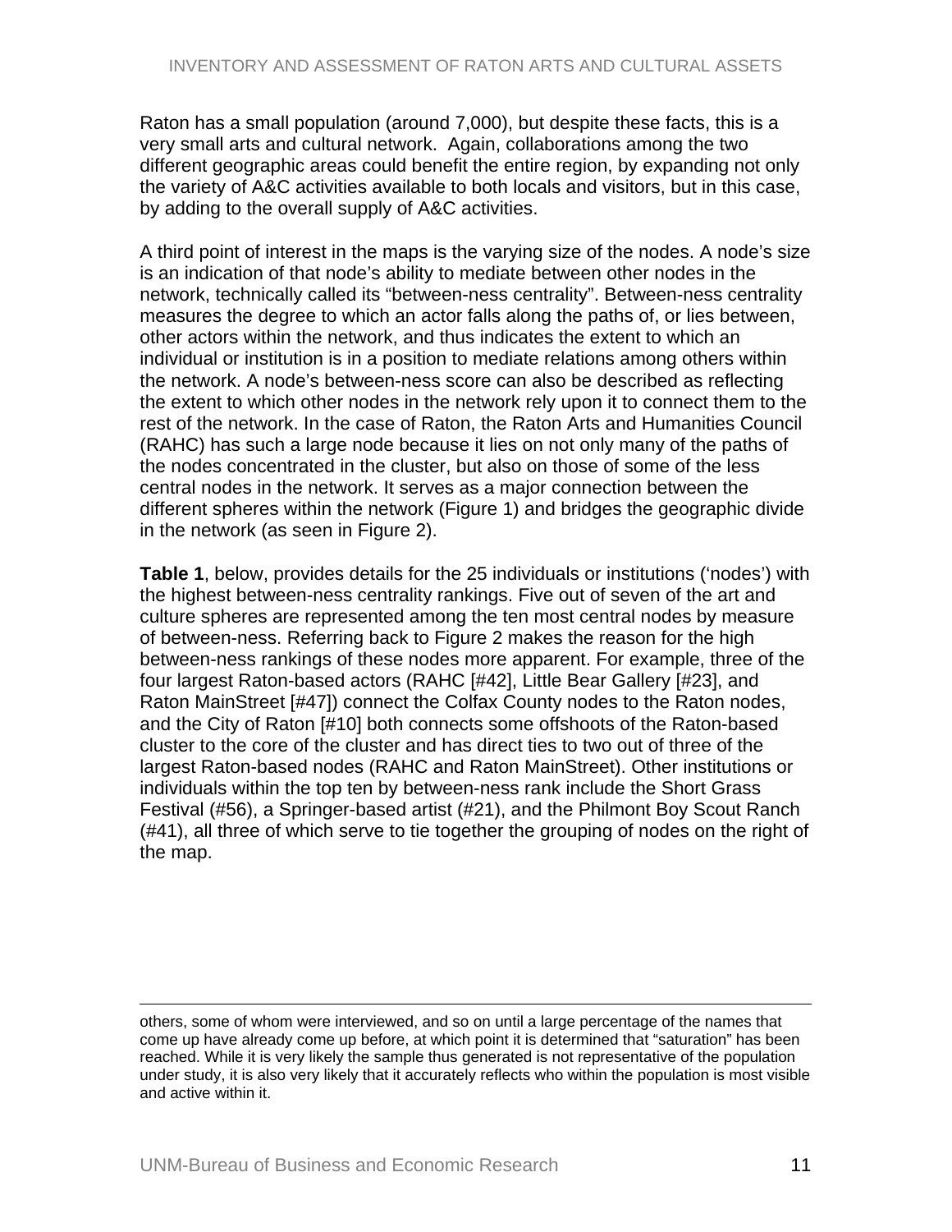Raton has a small population (around 7,000), but despite these facts, this is a very small arts and cultural network. Again, collaborations among the two different geographic areas could benefit the entire region, by expanding not only the variety of A&C activities available to both locals and visitors, but in this case, by adding to the overall supply of A&C activities.

A third point of interest in the maps is the varying size of the nodes. A node's size is an indication of that node's ability to mediate between other nodes in the network, technically called its "between-ness centrality". Between-ness centrality measures the degree to which an actor falls along the paths of, or lies between, other actors within the network, and thus indicates the extent to which an individual or institution is in a position to mediate relations among others within the network. A node's between-ness score can also be described as reflecting the extent to which other nodes in the network rely upon it to connect them to the rest of the network. In the case of Raton, the Raton Arts and Humanities Council (RAHC) has such a large node because it lies on not only many of the paths of the nodes concentrated in the cluster, but also on those of some of the less central nodes in the network. It serves as a major connection between the different spheres within the network (Figure 1) and bridges the geographic divide in the network (as seen in Figure 2).

**Table 1**, below, provides details for the 25 individuals or institutions ('nodes') with the highest between-ness centrality rankings. Five out of seven of the art and culture spheres are represented among the ten most central nodes by measure of between-ness. Referring back to Figure 2 makes the reason for the high between-ness rankings of these nodes more apparent. For example, three of the four largest Raton-based actors (RAHC [#42], Little Bear Gallery [#23], and Raton MainStreet [#47]) connect the Colfax County nodes to the Raton nodes, and the City of Raton [#10] both connects some offshoots of the Raton-based cluster to the core of the cluster and has direct ties to two out of three of the largest Raton-based nodes (RAHC and Raton MainStreet). Other institutions or individuals within the top ten by between-ness rank include the Short Grass Festival (#56), a Springer-based artist (#21), and the Philmont Boy Scout Ranch (#41), all three of which serve to tie together the grouping of nodes on the right of the map.

---

others, some of whom were interviewed, and so on until a large percentage of the names that come up have already come up before, at which point it is determined that "saturation" has been reached. While it is very likely the sample thus generated is not representative of the population under study, it is also very likely that it accurately reflects who within the population is most visible and active within it.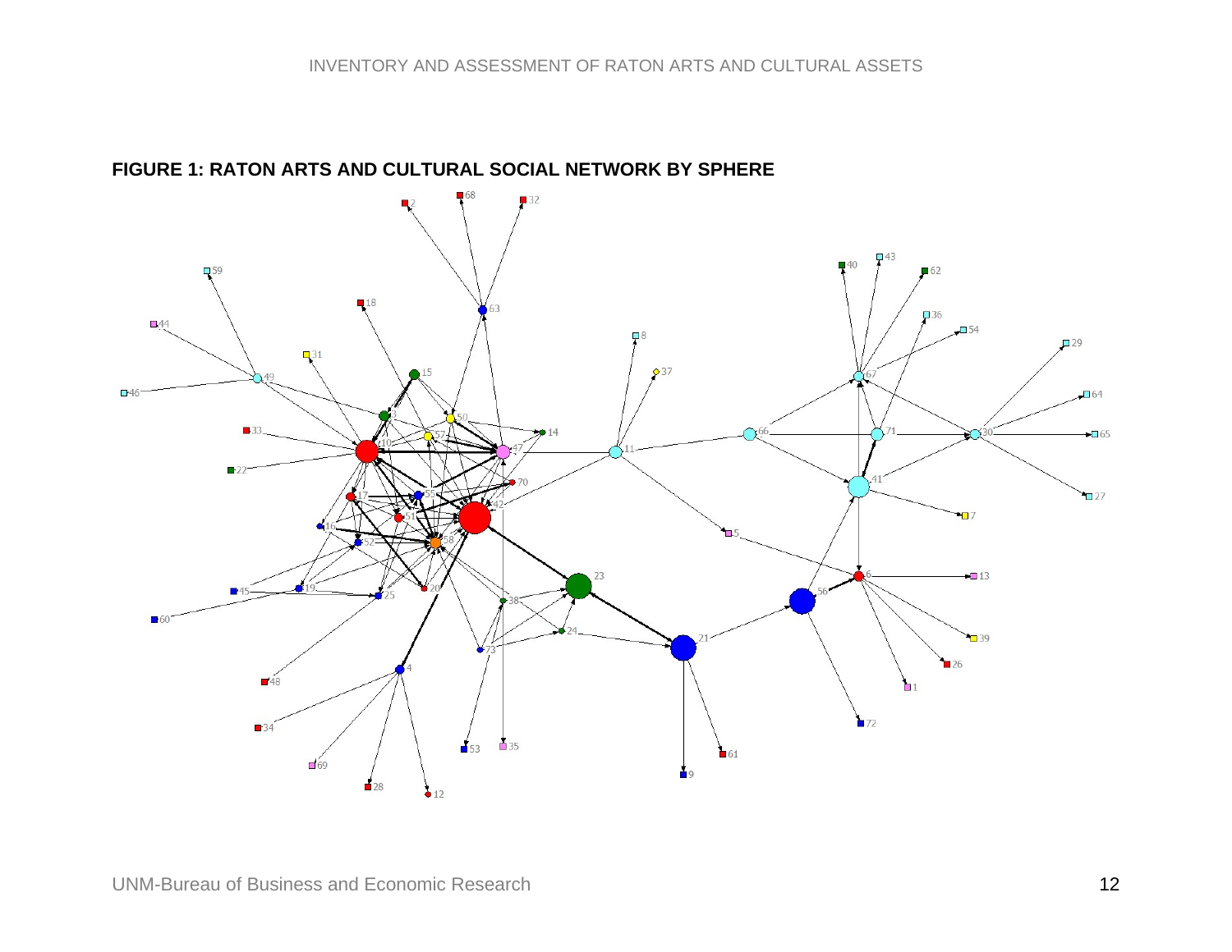**FIGURE 1: RATON ARTS AND CULTURAL SOCIAL NETWORK BY SPHERE**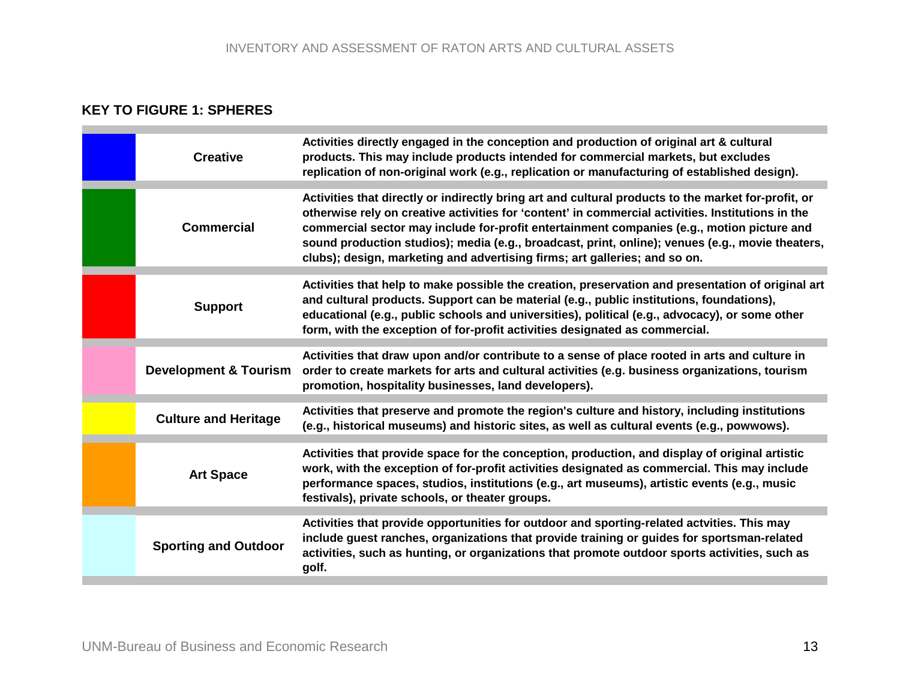## KEY TO FIGURE 1: SPHERES

| Color | Sphere | Description |
|---|---|---|
| Blue | **Creative** | **Activities directly engaged in the conception and production of original art & cultural products. This may include products intended for commercial markets, but excludes replication of non-original work (e.g., replication or manufacturing of established design).** |
| Green | **Commercial** | **Activities that directly or indirectly bring art and cultural products to the market for-profit, or otherwise rely on creative activities for 'content' in commercial activities. Institutions in the commercial sector may include for-profit entertainment companies (e.g., motion picture and sound production studios); media (e.g., broadcast, print, online); venues (e.g., movie theaters, clubs); design, marketing and advertising firms; art galleries; and so on.** |
| Red | **Support** | **Activities that help to make possible the creation, preservation and presentation of original art and cultural products. Support can be material (e.g., public institutions, foundations), educational (e.g., public schools and universities), political (e.g., advocacy), or some other form, with the exception of for-profit activities designated as commercial.** |
| Pink | **Development & Tourism** | **Activities that draw upon and/or contribute to a sense of place rooted in arts and culture in order to create markets for arts and cultural activities (e.g. business organizations, tourism promotion, hospitality businesses, land developers).** |
| Yellow | **Culture and Heritage** | **Activities that preserve and promote the region's culture and history, including institutions (e.g., historical museums) and historic sites, as well as cultural events (e.g., powwows).** |
| Orange | **Art Space** | **Activities that provide space for the conception, production, and display of original artistic work, with the exception of for-profit activities designated as commercial. This may include performance spaces, studios, institutions (e.g., art museums), artistic events (e.g., music festivals), private schools, or theater groups.** |
| Light blue | **Sporting and Outdoor** | **Activities that provide opportunities for outdoor and sporting-related actvities. This may include guest ranches, organizations that provide training or guides for sportsman-related activities, such as hunting, or organizations that promote outdoor sports activities, such as golf.** |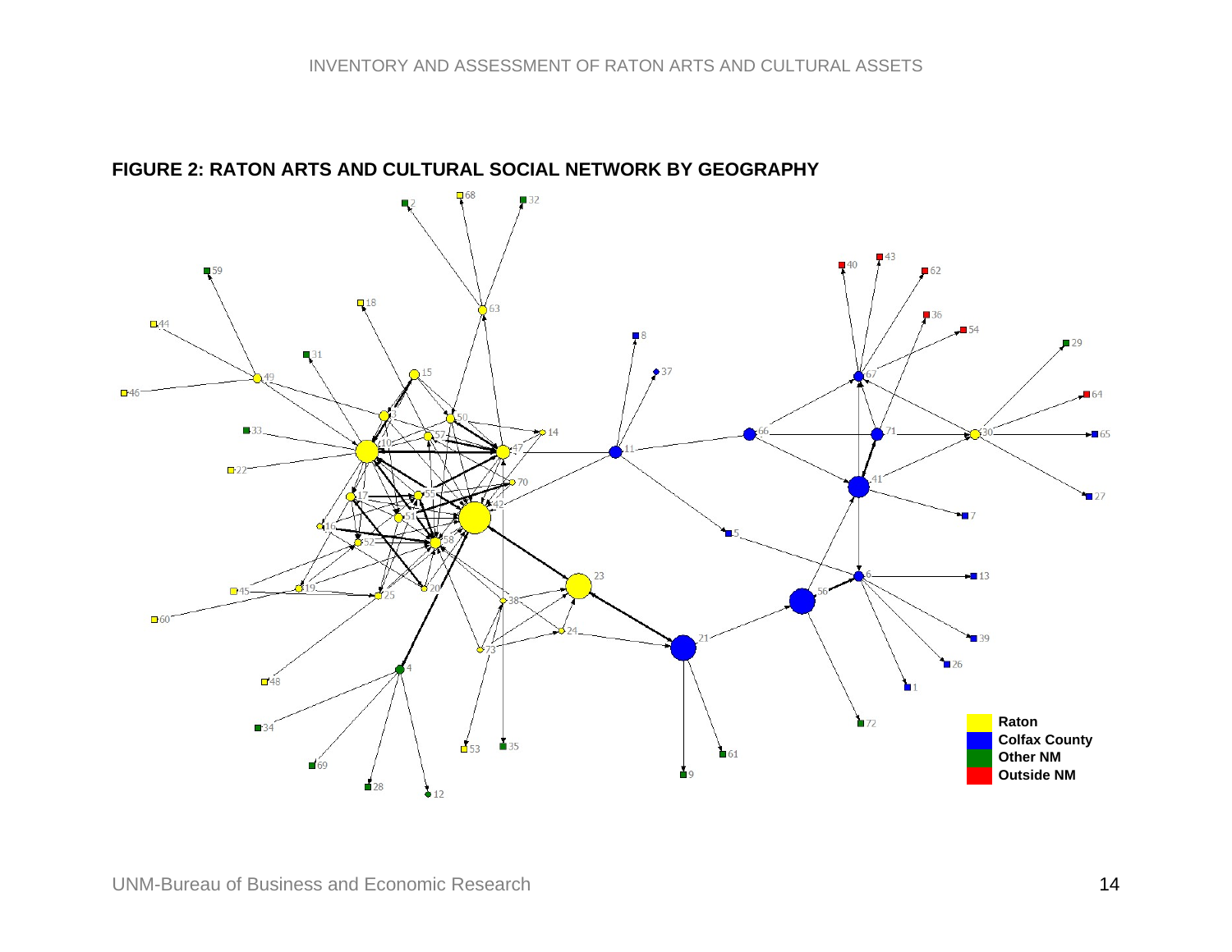**FIGURE 2: RATON ARTS AND CULTURAL SOCIAL NETWORK BY GEOGRAPHY**

Raton
Colfax County
Other NM
Outside NM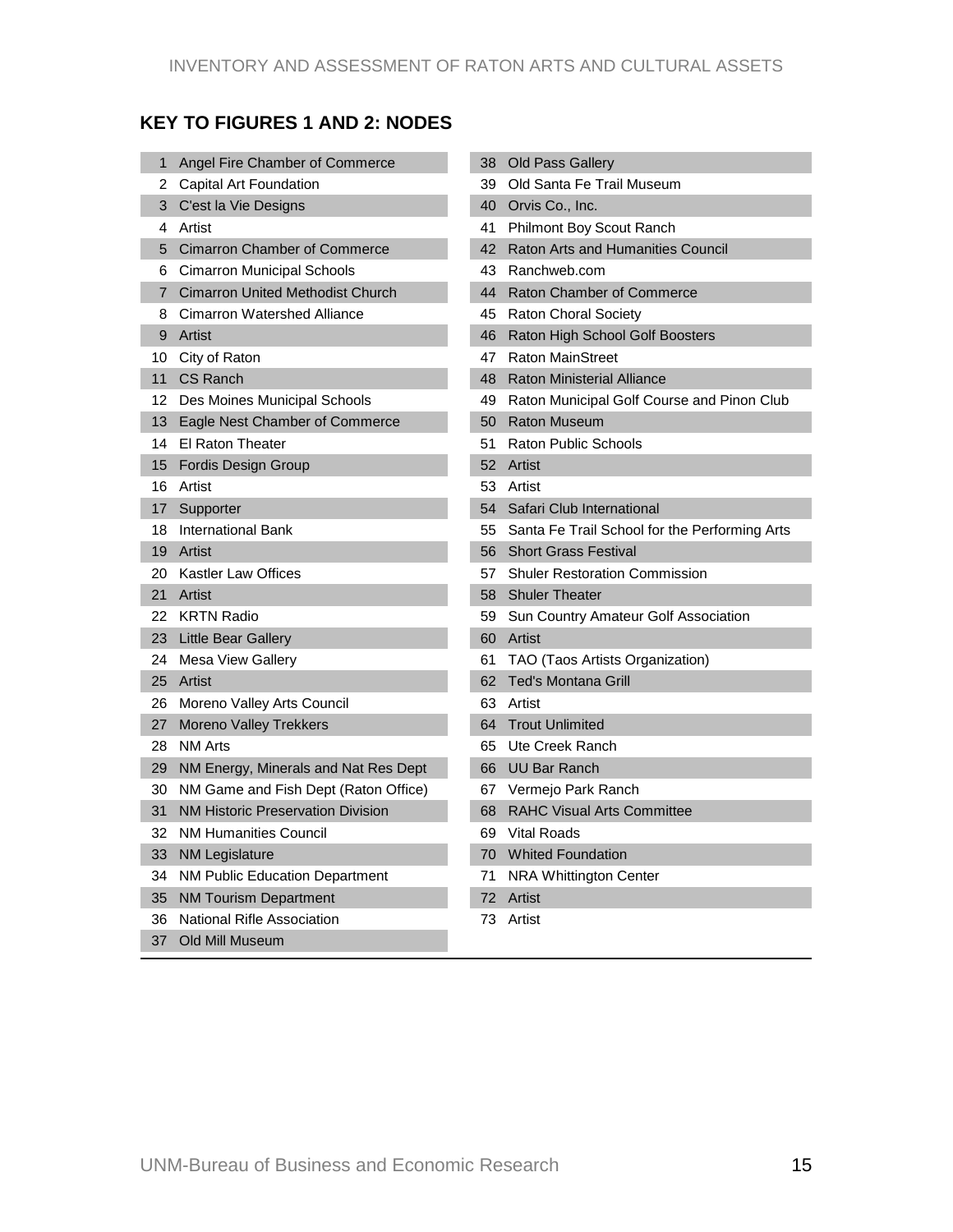## KEY TO FIGURES 1 AND 2: NODES

| | | | |
|---|---|---|---|
| 1 | Angel Fire Chamber of Commerce | 38 | Old Pass Gallery |
| 2 | Capital Art Foundation | 39 | Old Santa Fe Trail Museum |
| 3 | C'est la Vie Designs | 40 | Orvis Co., Inc. |
| 4 | Artist | 41 | Philmont Boy Scout Ranch |
| 5 | Cimarron Chamber of Commerce | 42 | Raton Arts and Humanities Council |
| 6 | Cimarron Municipal Schools | 43 | Ranchweb.com |
| 7 | Cimarron United Methodist Church | 44 | Raton Chamber of Commerce |
| 8 | Cimarron Watershed Alliance | 45 | Raton Choral Society |
| 9 | Artist | 46 | Raton High School Golf Boosters |
| 10 | City of Raton | 47 | Raton MainStreet |
| 11 | CS Ranch | 48 | Raton Ministerial Alliance |
| 12 | Des Moines Municipal Schools | 49 | Raton Municipal Golf Course and Pinon Club |
| 13 | Eagle Nest Chamber of Commerce | 50 | Raton Museum |
| 14 | El Raton Theater | 51 | Raton Public Schools |
| 15 | Fordis Design Group | 52 | Artist |
| 16 | Artist | 53 | Artist |
| 17 | Supporter | 54 | Safari Club International |
| 18 | International Bank | 55 | Santa Fe Trail School for the Performing Arts |
| 19 | Artist | 56 | Short Grass Festival |
| 20 | Kastler Law Offices | 57 | Shuler Restoration Commission |
| 21 | Artist | 58 | Shuler Theater |
| 22 | KRTN Radio | 59 | Sun Country Amateur Golf Association |
| 23 | Little Bear Gallery | 60 | Artist |
| 24 | Mesa View Gallery | 61 | TAO (Taos Artists Organization) |
| 25 | Artist | 62 | Ted's Montana Grill |
| 26 | Moreno Valley Arts Council | 63 | Artist |
| 27 | Moreno Valley Trekkers | 64 | Trout Unlimited |
| 28 | NM Arts | 65 | Ute Creek Ranch |
| 29 | NM Energy, Minerals and Nat Res Dept | 66 | UU Bar Ranch |
| 30 | NM Game and Fish Dept (Raton Office) | 67 | Vermejo Park Ranch |
| 31 | NM Historic Preservation Division | 68 | RAHC Visual Arts Committee |
| 32 | NM Humanities Council | 69 | Vital Roads |
| 33 | NM Legislature | 70 | Whited Foundation |
| 34 | NM Public Education Department | 71 | NRA Whittington Center |
| 35 | NM Tourism Department | 72 | Artist |
| 36 | National Rifle Association | 73 | Artist |
| 37 | Old Mill Museum | | |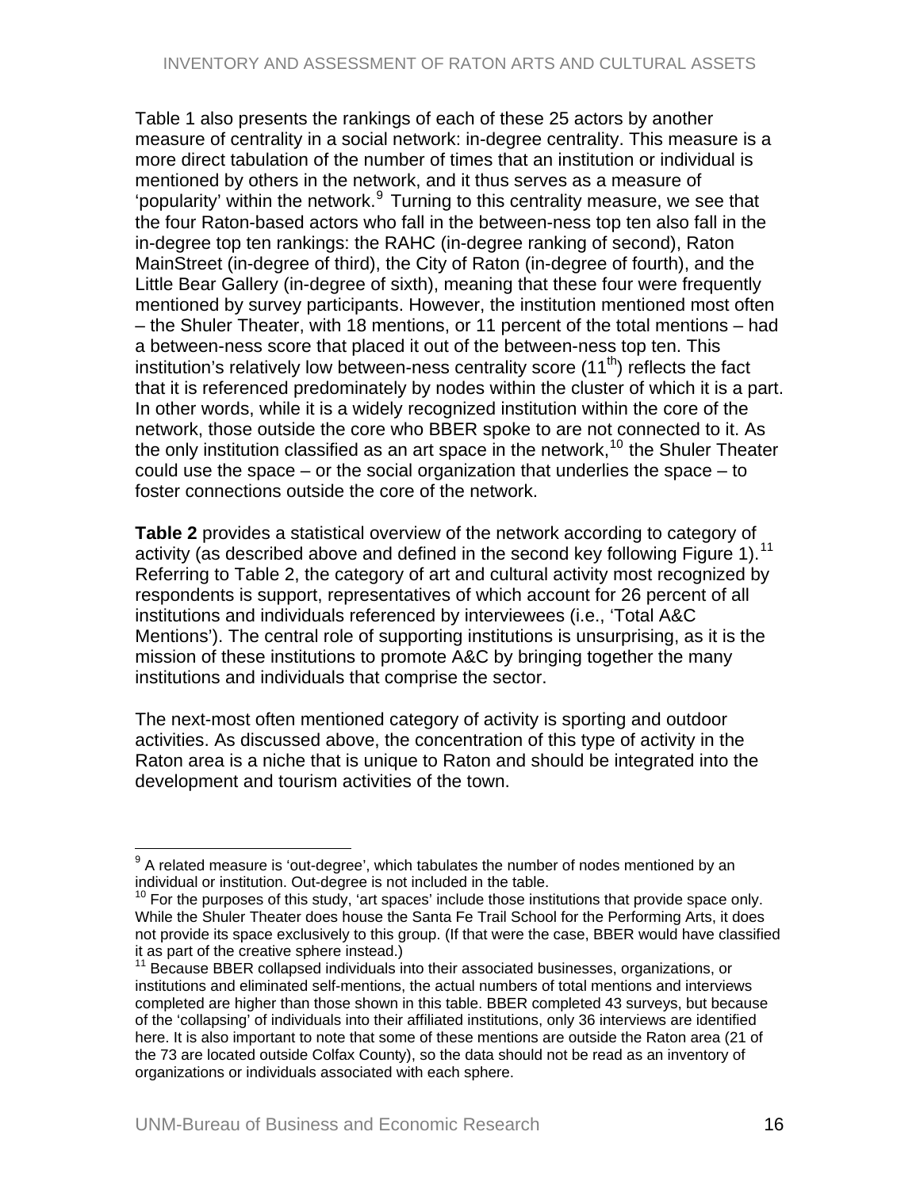Table 1 also presents the rankings of each of these 25 actors by another measure of centrality in a social network: in-degree centrality. This measure is a more direct tabulation of the number of times that an institution or individual is mentioned by others in the network, and it thus serves as a measure of 'popularity' within the network.[9] Turning to this centrality measure, we see that the four Raton-based actors who fall in the between-ness top ten also fall in the in-degree top ten rankings: the RAHC (in-degree ranking of second), Raton MainStreet (in-degree of third), the City of Raton (in-degree of fourth), and the Little Bear Gallery (in-degree of sixth), meaning that these four were frequently mentioned by survey participants. However, the institution mentioned most often – the Shuler Theater, with 18 mentions, or 11 percent of the total mentions – had a between-ness score that placed it out of the between-ness top ten. This institution's relatively low between-ness centrality score (11th) reflects the fact that it is referenced predominately by nodes within the cluster of which it is a part. In other words, while it is a widely recognized institution within the core of the network, those outside the core who BBER spoke to are not connected to it. As the only institution classified as an art space in the network,[10] the Shuler Theater could use the space – or the social organization that underlies the space – to foster connections outside the core of the network.

**Table 2** provides a statistical overview of the network according to category of activity (as described above and defined in the second key following Figure 1).[11] Referring to Table 2, the category of art and cultural activity most recognized by respondents is support, representatives of which account for 26 percent of all institutions and individuals referenced by interviewees (i.e., 'Total A&C Mentions'). The central role of supporting institutions is unsurprising, as it is the mission of these institutions to promote A&C by bringing together the many institutions and individuals that comprise the sector.

The next-most often mentioned category of activity is sporting and outdoor activities. As discussed above, the concentration of this type of activity in the Raton area is a niche that is unique to Raton and should be integrated into the development and tourism activities of the town.

---

[9] A related measure is 'out-degree', which tabulates the number of nodes mentioned by an individual or institution. Out-degree is not included in the table.

[10] For the purposes of this study, 'art spaces' include those institutions that provide space only. While the Shuler Theater does house the Santa Fe Trail School for the Performing Arts, it does not provide its space exclusively to this group. (If that were the case, BBER would have classified it as part of the creative sphere instead.)

[11] Because BBER collapsed individuals into their associated businesses, organizations, or institutions and eliminated self-mentions, the actual numbers of total mentions and interviews completed are higher than those shown in this table. BBER completed 43 surveys, but because of the 'collapsing' of individuals into their affiliated institutions, only 36 interviews are identified here. It is also important to note that some of these mentions are outside the Raton area (21 of the 73 are located outside Colfax County), so the data should not be read as an inventory of organizations or individuals associated with each sphere.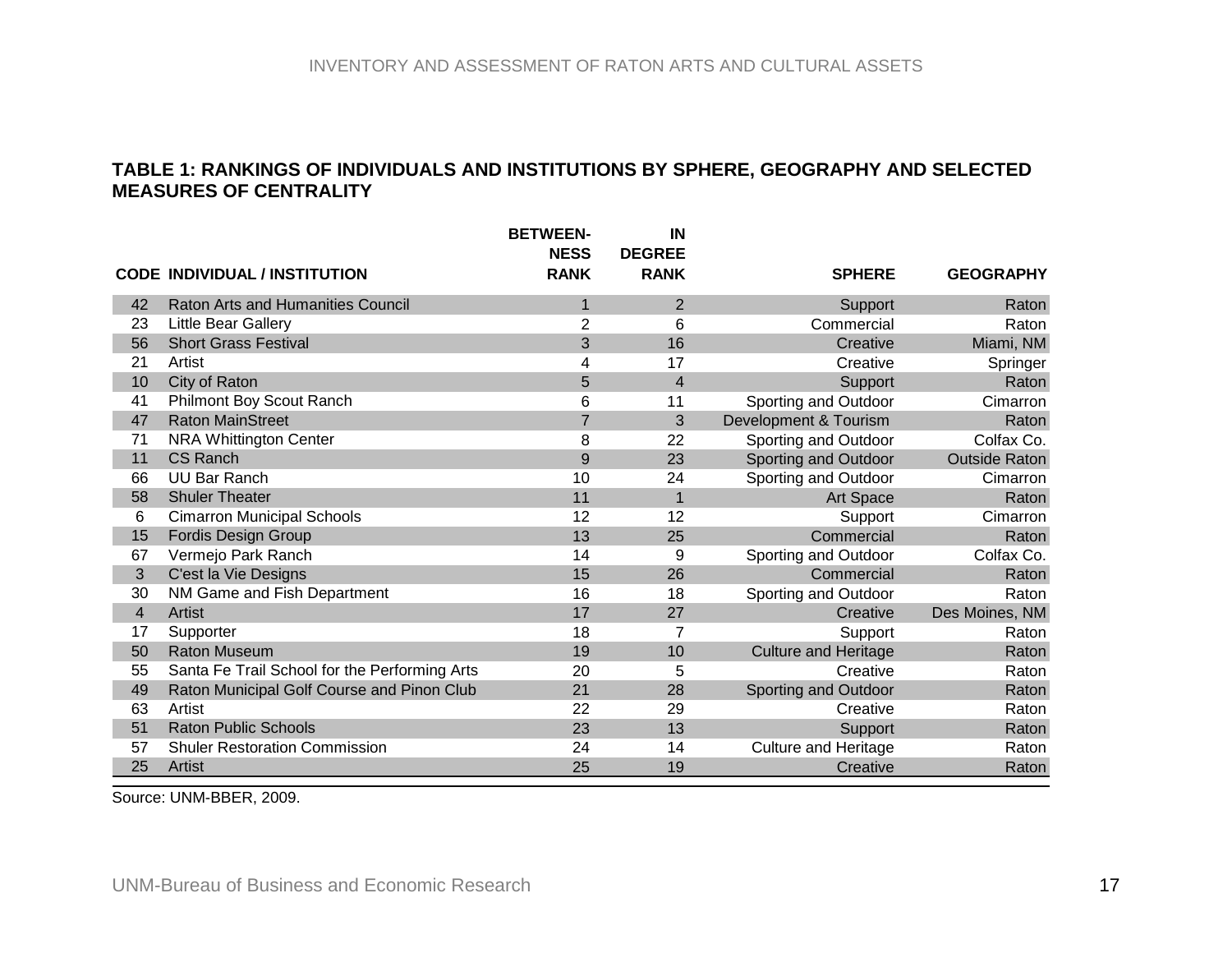### TABLE 1: RANKINGS OF INDIVIDUALS AND INSTITUTIONS BY SPHERE, GEOGRAPHY AND SELECTED MEASURES OF CENTRALITY

| CODE | INDIVIDUAL / INSTITUTION | BETWEEN-NESS RANK | IN DEGREE RANK | SPHERE | GEOGRAPHY |
|---|---|---|---|---|---|
| 42 | Raton Arts and Humanities Council | 1 | 2 | Support | Raton |
| 23 | Little Bear Gallery | 2 | 6 | Commercial | Raton |
| 56 | Short Grass Festival | 3 | 16 | Creative | Miami, NM |
| 21 | Artist | 4 | 17 | Creative | Springer |
| 10 | City of Raton | 5 | 4 | Support | Raton |
| 41 | Philmont Boy Scout Ranch | 6 | 11 | Sporting and Outdoor | Cimarron |
| 47 | Raton MainStreet | 7 | 3 | Development & Tourism | Raton |
| 71 | NRA Whittington Center | 8 | 22 | Sporting and Outdoor | Colfax Co. |
| 11 | CS Ranch | 9 | 23 | Sporting and Outdoor | Outside Raton |
| 66 | UU Bar Ranch | 10 | 24 | Sporting and Outdoor | Cimarron |
| 58 | Shuler Theater | 11 | 1 | Art Space | Raton |
| 6 | Cimarron Municipal Schools | 12 | 12 | Support | Cimarron |
| 15 | Fordis Design Group | 13 | 25 | Commercial | Raton |
| 67 | Vermejo Park Ranch | 14 | 9 | Sporting and Outdoor | Colfax Co. |
| 3 | C'est la Vie Designs | 15 | 26 | Commercial | Raton |
| 30 | NM Game and Fish Department | 16 | 18 | Sporting and Outdoor | Raton |
| 4 | Artist | 17 | 27 | Creative | Des Moines, NM |
| 17 | Supporter | 18 | 7 | Support | Raton |
| 50 | Raton Museum | 19 | 10 | Culture and Heritage | Raton |
| 55 | Santa Fe Trail School for the Performing Arts | 20 | 5 | Creative | Raton |
| 49 | Raton Municipal Golf Course and Pinon Club | 21 | 28 | Sporting and Outdoor | Raton |
| 63 | Artist | 22 | 29 | Creative | Raton |
| 51 | Raton Public Schools | 23 | 13 | Support | Raton |
| 57 | Shuler Restoration Commission | 24 | 14 | Culture and Heritage | Raton |
| 25 | Artist | 25 | 19 | Creative | Raton |

Source: UNM-BBER, 2009.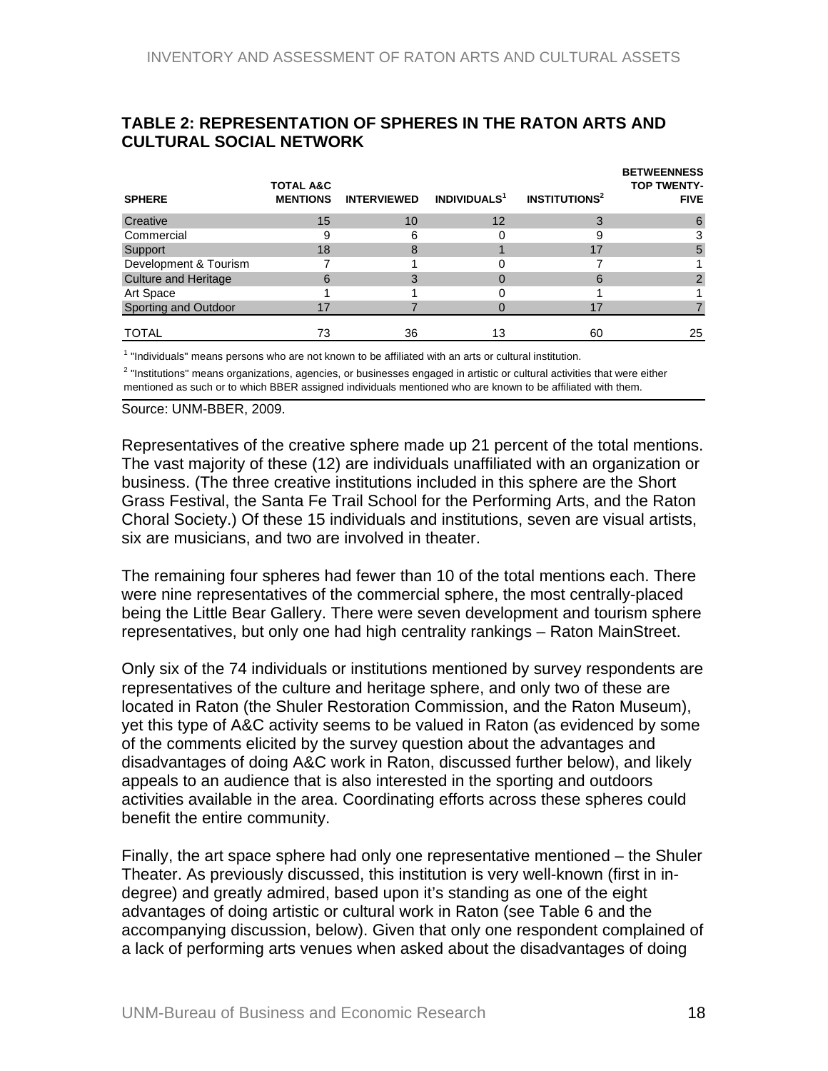## TABLE 2: REPRESENTATION OF SPHERES IN THE RATON ARTS AND CULTURAL SOCIAL NETWORK

| SPHERE | TOTAL A&C MENTIONS | INTERVIEWED | INDIVIDUALS[1] | INSTITUTIONS[2] | BETWEENNESS TOP TWENTY-FIVE |
|---|---|---|---|---|---|
| Creative | 15 | 10 | 12 | 3 | 6 |
| Commercial | 9 | 6 | 0 | 9 | 3 |
| Support | 18 | 8 | 1 | 17 | 5 |
| Development & Tourism | 7 | 1 | 0 | 7 | 1 |
| Culture and Heritage | 6 | 3 | 0 | 6 | 2 |
| Art Space | 1 | 1 | 0 | 1 | 1 |
| Sporting and Outdoor | 17 | 7 | 0 | 17 | 7 |
| TOTAL | 73 | 36 | 13 | 60 | 25 |

[1] "Individuals" means persons who are not known to be affiliated with an arts or cultural institution.

[2] "Institutions" means organizations, agencies, or businesses engaged in artistic or cultural activities that were either mentioned as such or to which BBER assigned individuals mentioned who are known to be affiliated with them.

Source: UNM-BBER, 2009.

Representatives of the creative sphere made up 21 percent of the total mentions. The vast majority of these (12) are individuals unaffiliated with an organization or business. (The three creative institutions included in this sphere are the Short Grass Festival, the Santa Fe Trail School for the Performing Arts, and the Raton Choral Society.) Of these 15 individuals and institutions, seven are visual artists, six are musicians, and two are involved in theater.

The remaining four spheres had fewer than 10 of the total mentions each. There were nine representatives of the commercial sphere, the most centrally-placed being the Little Bear Gallery. There were seven development and tourism sphere representatives, but only one had high centrality rankings – Raton MainStreet.

Only six of the 74 individuals or institutions mentioned by survey respondents are representatives of the culture and heritage sphere, and only two of these are located in Raton (the Shuler Restoration Commission, and the Raton Museum), yet this type of A&C activity seems to be valued in Raton (as evidenced by some of the comments elicited by the survey question about the advantages and disadvantages of doing A&C work in Raton, discussed further below), and likely appeals to an audience that is also interested in the sporting and outdoors activities available in the area. Coordinating efforts across these spheres could benefit the entire community.

Finally, the art space sphere had only one representative mentioned – the Shuler Theater. As previously discussed, this institution is very well-known (first in in-degree) and greatly admired, based upon it's standing as one of the eight advantages of doing artistic or cultural work in Raton (see Table 6 and the accompanying discussion, below). Given that only one respondent complained of a lack of performing arts venues when asked about the disadvantages of doing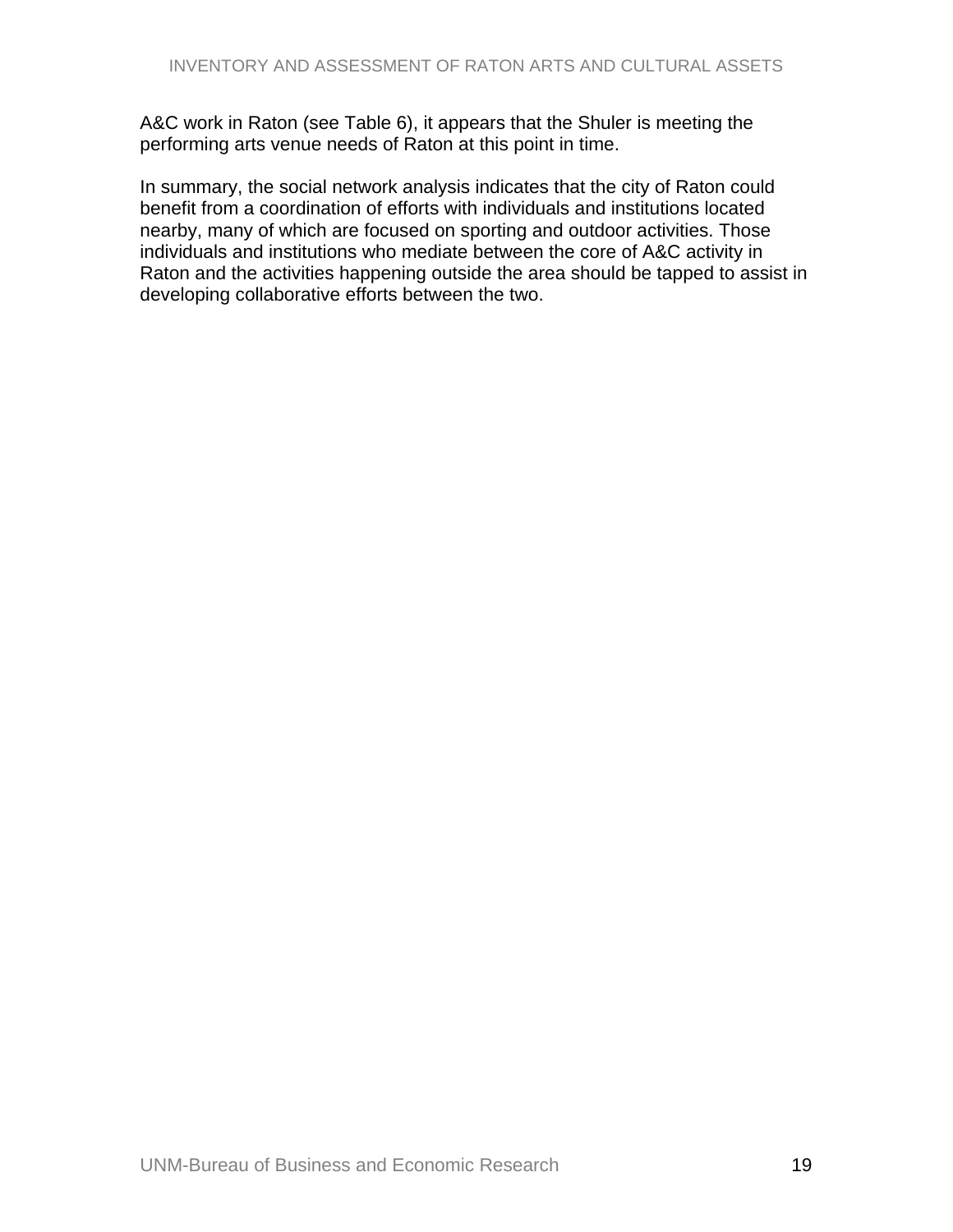A&C work in Raton (see Table 6), it appears that the Shuler is meeting the performing arts venue needs of Raton at this point in time.

In summary, the social network analysis indicates that the city of Raton could benefit from a coordination of efforts with individuals and institutions located nearby, many of which are focused on sporting and outdoor activities. Those individuals and institutions who mediate between the core of A&C activity in Raton and the activities happening outside the area should be tapped to assist in developing collaborative efforts between the two.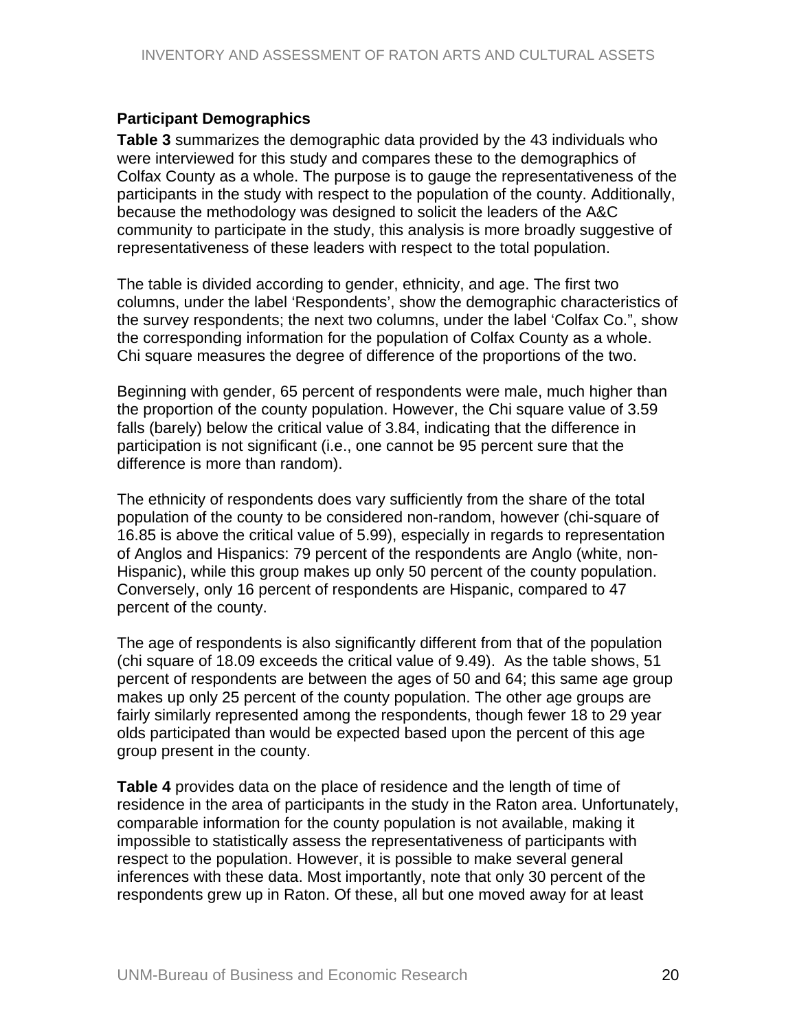### Participant Demographics

**Table 3** summarizes the demographic data provided by the 43 individuals who were interviewed for this study and compares these to the demographics of Colfax County as a whole. The purpose is to gauge the representativeness of the participants in the study with respect to the population of the county. Additionally, because the methodology was designed to solicit the leaders of the A&C community to participate in the study, this analysis is more broadly suggestive of representativeness of these leaders with respect to the total population.

The table is divided according to gender, ethnicity, and age. The first two columns, under the label 'Respondents', show the demographic characteristics of the survey respondents; the next two columns, under the label 'Colfax Co.", show the corresponding information for the population of Colfax County as a whole. Chi square measures the degree of difference of the proportions of the two.

Beginning with gender, 65 percent of respondents were male, much higher than the proportion of the county population. However, the Chi square value of 3.59 falls (barely) below the critical value of 3.84, indicating that the difference in participation is not significant (i.e., one cannot be 95 percent sure that the difference is more than random).

The ethnicity of respondents does vary sufficiently from the share of the total population of the county to be considered non-random, however (chi-square of 16.85 is above the critical value of 5.99), especially in regards to representation of Anglos and Hispanics: 79 percent of the respondents are Anglo (white, non-Hispanic), while this group makes up only 50 percent of the county population. Conversely, only 16 percent of respondents are Hispanic, compared to 47 percent of the county.

The age of respondents is also significantly different from that of the population (chi square of 18.09 exceeds the critical value of 9.49). As the table shows, 51 percent of respondents are between the ages of 50 and 64; this same age group makes up only 25 percent of the county population. The other age groups are fairly similarly represented among the respondents, though fewer 18 to 29 year olds participated than would be expected based upon the percent of this age group present in the county.

**Table 4** provides data on the place of residence and the length of time of residence in the area of participants in the study in the Raton area. Unfortunately, comparable information for the county population is not available, making it impossible to statistically assess the representativeness of participants with respect to the population. However, it is possible to make several general inferences with these data. Most importantly, note that only 30 percent of the respondents grew up in Raton. Of these, all but one moved away for at least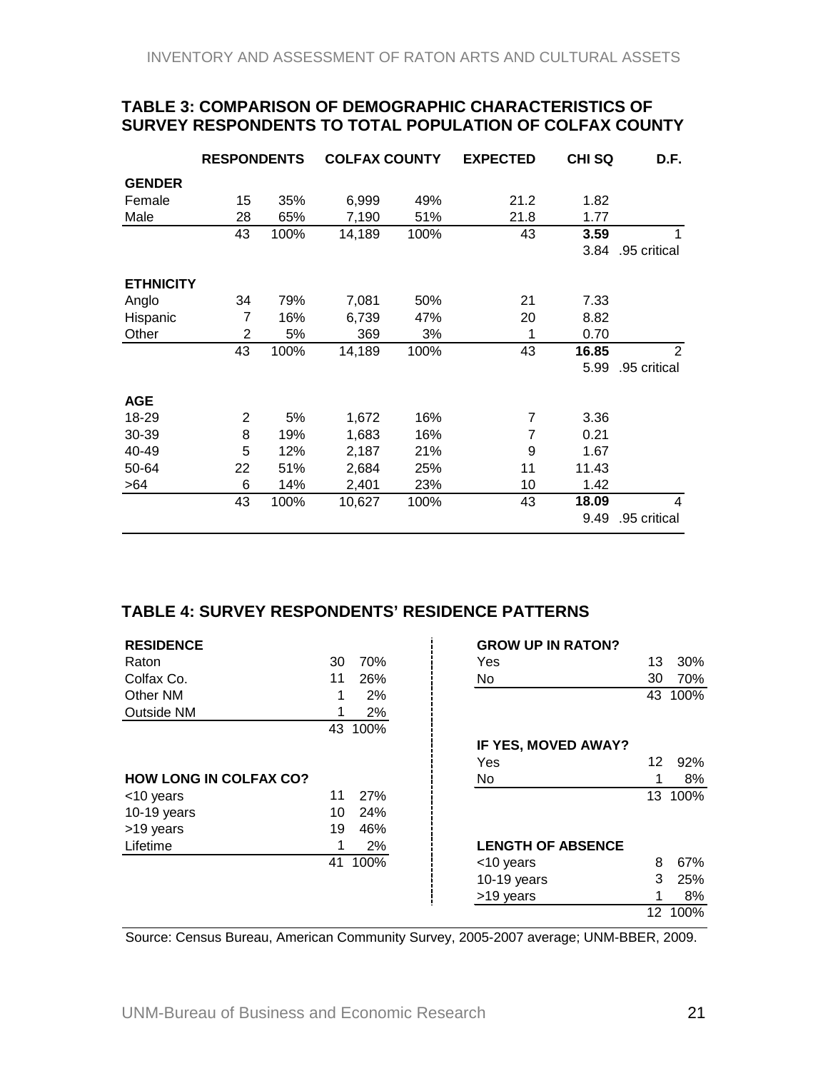## TABLE 3: COMPARISON OF DEMOGRAPHIC CHARACTERISTICS OF SURVEY RESPONDENTS TO TOTAL POPULATION OF COLFAX COUNTY

| | RESPONDENTS | | COLFAX COUNTY | | EXPECTED | CHI SQ | D.F. |
|---|---|---|---|---|---|---|---|
| **GENDER** | | | | | | | |
| Female | 15 | 35% | 6,999 | 49% | 21.2 | 1.82 | |
| Male | 28 | 65% | 7,190 | 51% | 21.8 | 1.77 | |
| | 43 | 100% | 14,189 | 100% | 43 | **3.59** | 1 |
| | | | | | | 3.84 | .95 critical |
| **ETHNICITY** | | | | | | | |
| Anglo | 34 | 79% | 7,081 | 50% | 21 | 7.33 | |
| Hispanic | 7 | 16% | 6,739 | 47% | 20 | 8.82 | |
| Other | 2 | 5% | 369 | 3% | 1 | 0.70 | |
| | 43 | 100% | 14,189 | 100% | 43 | **16.85** | 2 |
| | | | | | | 5.99 | .95 critical |
| **AGE** | | | | | | | |
| 18-29 | 2 | 5% | 1,672 | 16% | 7 | 3.36 | |
| 30-39 | 8 | 19% | 1,683 | 16% | 7 | 0.21 | |
| 40-49 | 5 | 12% | 2,187 | 21% | 9 | 1.67 | |
| 50-64 | 22 | 51% | 2,684 | 25% | 11 | 11.43 | |
| >64 | 6 | 14% | 2,401 | 23% | 10 | 1.42 | |
| | 43 | 100% | 10,627 | 100% | 43 | **18.09** | 4 |
| | | | | | | 9.49 | .95 critical |

## TABLE 4: SURVEY RESPONDENTS' RESIDENCE PATTERNS

| **RESIDENCE** | | |
|---|---|---|
| Raton | 30 | 70% |
| Colfax Co. | 11 | 26% |
| Other NM | 1 | 2% |
| Outside NM | 1 | 2% |
| | 43 | 100% |

| **HOW LONG IN COLFAX CO?** | | |
|---|---|---|
| <10 years | 11 | 27% |
| 10-19 years | 10 | 24% |
| >19 years | 19 | 46% |
| Lifetime | 1 | 2% |
| | 41 | 100% |

| **GROW UP IN RATON?** | | |
|---|---|---|
| Yes | 13 | 30% |
| No | 30 | 70% |
| | 43 | 100% |

| **IF YES, MOVED AWAY?** | | |
|---|---|---|
| Yes | 12 | 92% |
| No | 1 | 8% |
| | 13 | 100% |

| **LENGTH OF ABSENCE** | | |
|---|---|---|
| <10 years | 8 | 67% |
| 10-19 years | 3 | 25% |
| >19 years | 1 | 8% |
| | 12 | 100% |

Source: Census Bureau, American Community Survey, 2005-2007 average; UNM-BBER, 2009.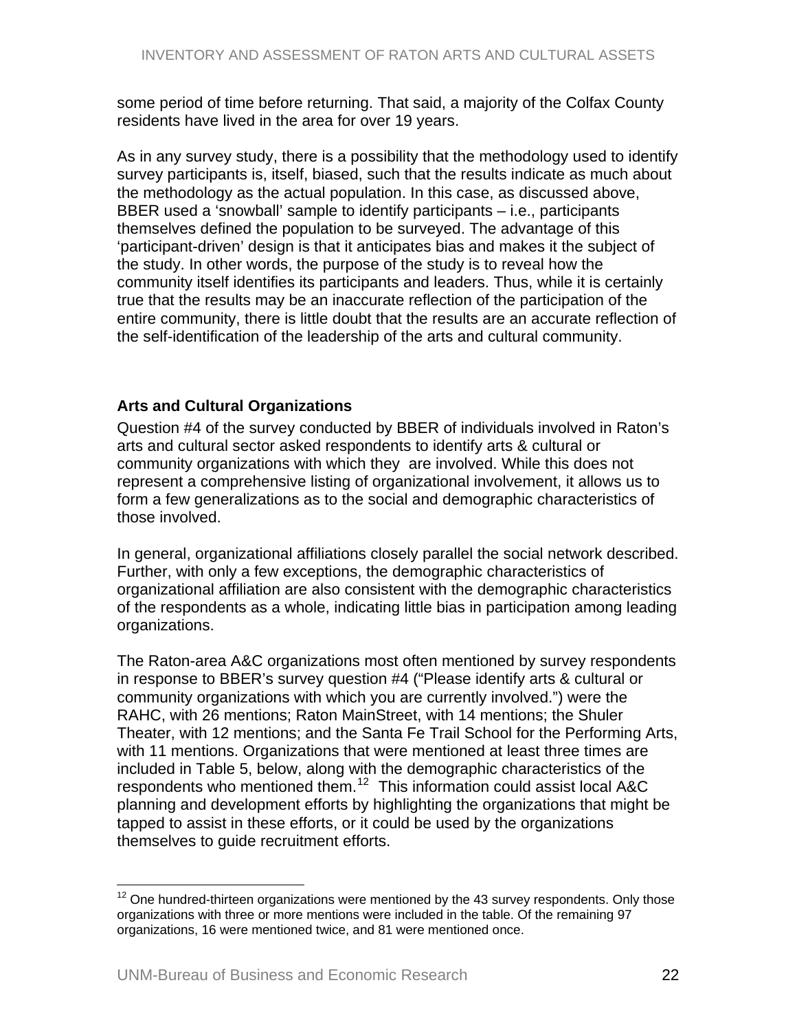some period of time before returning. That said, a majority of the Colfax County residents have lived in the area for over 19 years.

As in any survey study, there is a possibility that the methodology used to identify survey participants is, itself, biased, such that the results indicate as much about the methodology as the actual population. In this case, as discussed above, BBER used a 'snowball' sample to identify participants – i.e., participants themselves defined the population to be surveyed. The advantage of this 'participant-driven' design is that it anticipates bias and makes it the subject of the study. In other words, the purpose of the study is to reveal how the community itself identifies its participants and leaders. Thus, while it is certainly true that the results may be an inaccurate reflection of the participation of the entire community, there is little doubt that the results are an accurate reflection of the self-identification of the leadership of the arts and cultural community.

### Arts and Cultural Organizations

Question #4 of the survey conducted by BBER of individuals involved in Raton's arts and cultural sector asked respondents to identify arts & cultural or community organizations with which they are involved. While this does not represent a comprehensive listing of organizational involvement, it allows us to form a few generalizations as to the social and demographic characteristics of those involved.

In general, organizational affiliations closely parallel the social network described. Further, with only a few exceptions, the demographic characteristics of organizational affiliation are also consistent with the demographic characteristics of the respondents as a whole, indicating little bias in participation among leading organizations.

The Raton-area A&C organizations most often mentioned by survey respondents in response to BBER's survey question #4 ("Please identify arts & cultural or community organizations with which you are currently involved.") were the RAHC, with 26 mentions; Raton MainStreet, with 14 mentions; the Shuler Theater, with 12 mentions; and the Santa Fe Trail School for the Performing Arts, with 11 mentions. Organizations that were mentioned at least three times are included in Table 5, below, along with the demographic characteristics of the respondents who mentioned them.[12] This information could assist local A&C planning and development efforts by highlighting the organizations that might be tapped to assist in these efforts, or it could be used by the organizations themselves to guide recruitment efforts.

[12] One hundred-thirteen organizations were mentioned by the 43 survey respondents. Only those organizations with three or more mentions were included in the table. Of the remaining 97 organizations, 16 were mentioned twice, and 81 were mentioned once.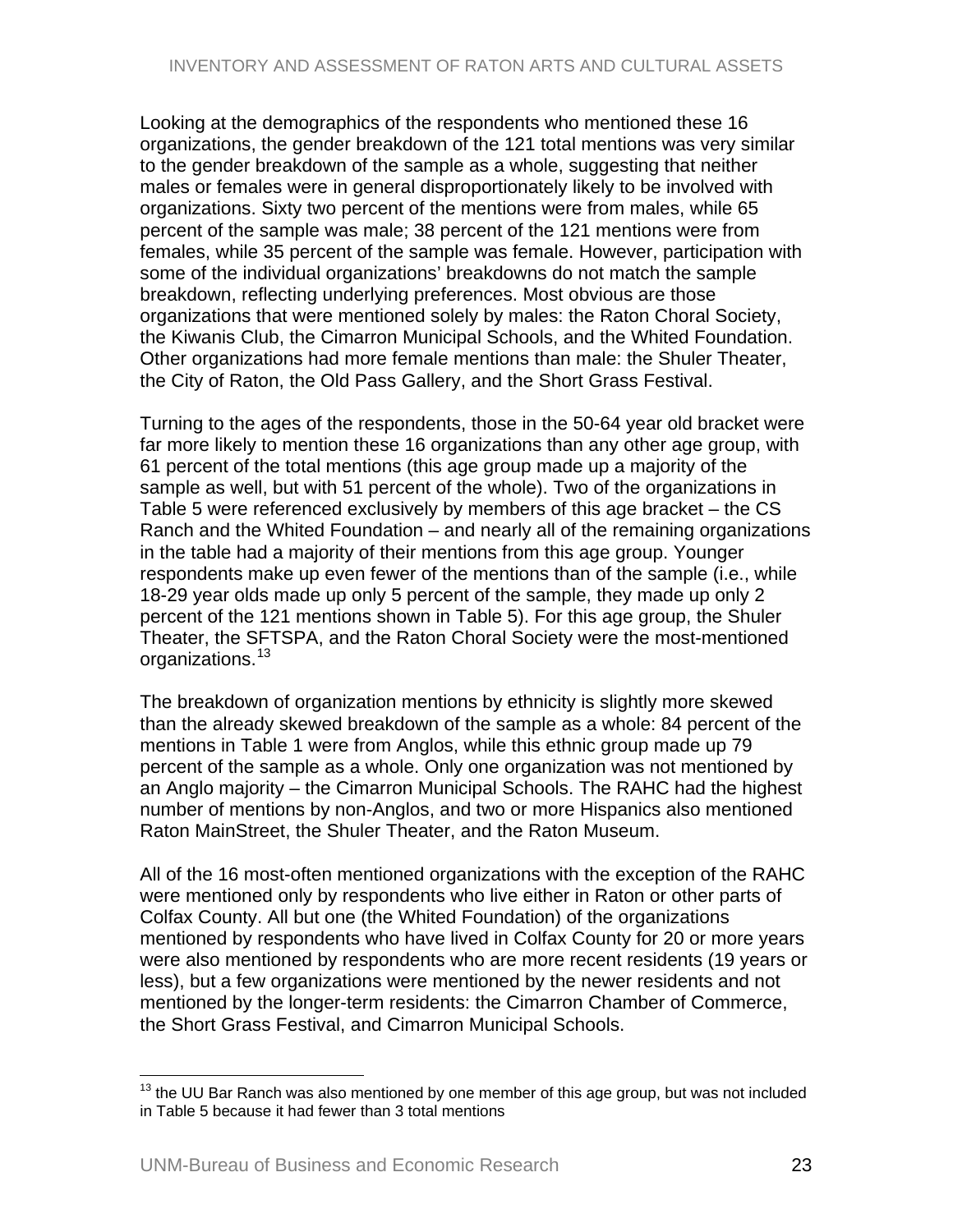Looking at the demographics of the respondents who mentioned these 16 organizations, the gender breakdown of the 121 total mentions was very similar to the gender breakdown of the sample as a whole, suggesting that neither males or females were in general disproportionately likely to be involved with organizations. Sixty two percent of the mentions were from males, while 65 percent of the sample was male; 38 percent of the 121 mentions were from females, while 35 percent of the sample was female. However, participation with some of the individual organizations' breakdowns do not match the sample breakdown, reflecting underlying preferences. Most obvious are those organizations that were mentioned solely by males: the Raton Choral Society, the Kiwanis Club, the Cimarron Municipal Schools, and the Whited Foundation. Other organizations had more female mentions than male: the Shuler Theater, the City of Raton, the Old Pass Gallery, and the Short Grass Festival.

Turning to the ages of the respondents, those in the 50-64 year old bracket were far more likely to mention these 16 organizations than any other age group, with 61 percent of the total mentions (this age group made up a majority of the sample as well, but with 51 percent of the whole). Two of the organizations in Table 5 were referenced exclusively by members of this age bracket – the CS Ranch and the Whited Foundation – and nearly all of the remaining organizations in the table had a majority of their mentions from this age group. Younger respondents make up even fewer of the mentions than of the sample (i.e., while 18-29 year olds made up only 5 percent of the sample, they made up only 2 percent of the 121 mentions shown in Table 5). For this age group, the Shuler Theater, the SFTSPA, and the Raton Choral Society were the most-mentioned organizations.[13]

The breakdown of organization mentions by ethnicity is slightly more skewed than the already skewed breakdown of the sample as a whole: 84 percent of the mentions in Table 1 were from Anglos, while this ethnic group made up 79 percent of the sample as a whole. Only one organization was not mentioned by an Anglo majority – the Cimarron Municipal Schools. The RAHC had the highest number of mentions by non-Anglos, and two or more Hispanics also mentioned Raton MainStreet, the Shuler Theater, and the Raton Museum.

All of the 16 most-often mentioned organizations with the exception of the RAHC were mentioned only by respondents who live either in Raton or other parts of Colfax County. All but one (the Whited Foundation) of the organizations mentioned by respondents who have lived in Colfax County for 20 or more years were also mentioned by respondents who are more recent residents (19 years or less), but a few organizations were mentioned by the newer residents and not mentioned by the longer-term residents: the Cimarron Chamber of Commerce, the Short Grass Festival, and Cimarron Municipal Schools.

[13] the UU Bar Ranch was also mentioned by one member of this age group, but was not included in Table 5 because it had fewer than 3 total mentions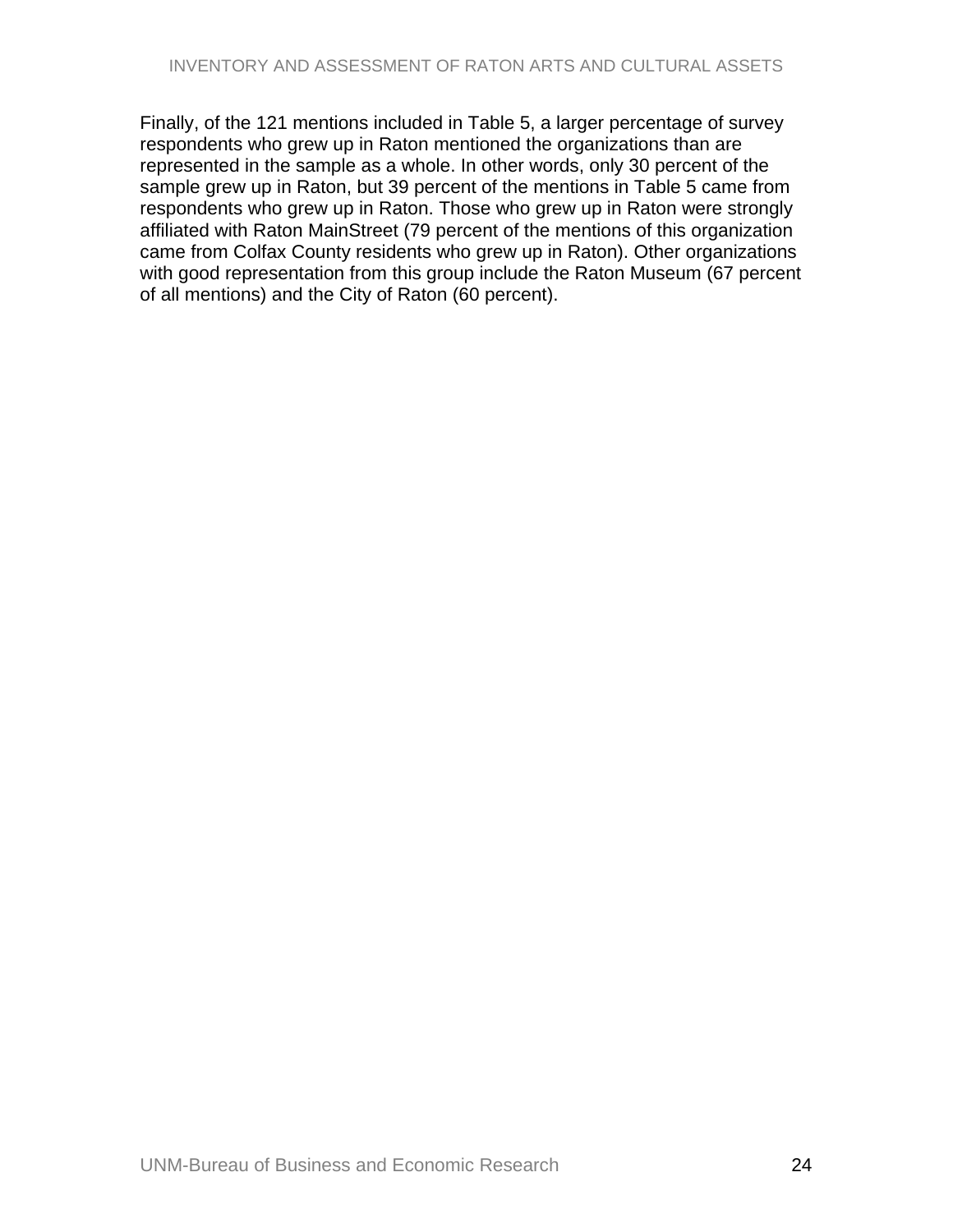Finally, of the 121 mentions included in Table 5, a larger percentage of survey respondents who grew up in Raton mentioned the organizations than are represented in the sample as a whole. In other words, only 30 percent of the sample grew up in Raton, but 39 percent of the mentions in Table 5 came from respondents who grew up in Raton. Those who grew up in Raton were strongly affiliated with Raton MainStreet (79 percent of the mentions of this organization came from Colfax County residents who grew up in Raton). Other organizations with good representation from this group include the Raton Museum (67 percent of all mentions) and the City of Raton (60 percent).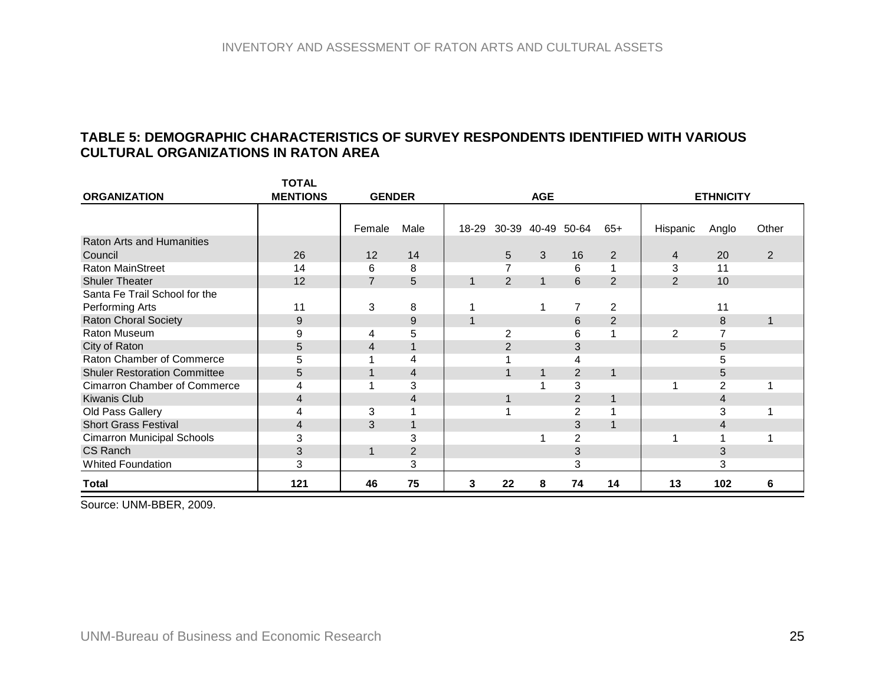**TABLE 5: DEMOGRAPHIC CHARACTERISTICS OF SURVEY RESPONDENTS IDENTIFIED WITH VARIOUS CULTURAL ORGANIZATIONS IN RATON AREA**

| ORGANIZATION | TOTAL MENTIONS | GENDER | | AGE | | | | | ETHNICITY | | |
|---|---|---|---|---|---|---|---|---|---|---|---|
| | | Female | Male | 18-29 | 30-39 | 40-49 | 50-64 | 65+ | Hispanic | Anglo | Other |
| Raton Arts and Humanities Council | 26 | 12 | 14 | | 5 | 3 | 16 | 2 | 4 | 20 | 2 |
| Raton MainStreet | 14 | 6 | 8 | | 7 | | 6 | 1 | 3 | 11 | |
| Shuler Theater | 12 | 7 | 5 | 1 | 2 | 1 | 6 | 2 | 2 | 10 | |
| Santa Fe Trail School for the Performing Arts | 11 | 3 | 8 | 1 | | 1 | 7 | 2 | | 11 | |
| Raton Choral Society | 9 | | 9 | 1 | | | 6 | 2 | | 8 | 1 |
| Raton Museum | 9 | 4 | 5 | | 2 | | 6 | 1 | 2 | 7 | |
| City of Raton | 5 | 4 | 1 | | 2 | | 3 | | | 5 | |
| Raton Chamber of Commerce | 5 | 1 | 4 | | 1 | | 4 | | | 5 | |
| Shuler Restoration Committee | 5 | 1 | 4 | | 1 | 1 | 2 | 1 | | 5 | |
| Cimarron Chamber of Commerce | 4 | 1 | 3 | | | 1 | 3 | | 1 | 2 | 1 |
| Kiwanis Club | 4 | | 4 | | 1 | | 2 | 1 | | 4 | |
| Old Pass Gallery | 4 | 3 | 1 | | 1 | | 2 | 1 | | 3 | 1 |
| Short Grass Festival | 4 | 3 | 1 | | | | 3 | 1 | | 4 | |
| Cimarron Municipal Schools | 3 | | 3 | | | 1 | 2 | | 1 | 1 | 1 |
| CS Ranch | 3 | 1 | 2 | | | | 3 | | | 3 | |
| Whited Foundation | 3 | | 3 | | | | 3 | | | 3 | |
| **Total** | **121** | **46** | **75** | **3** | **22** | **8** | **74** | **14** | **13** | **102** | **6** |

Source: UNM-BBER, 2009.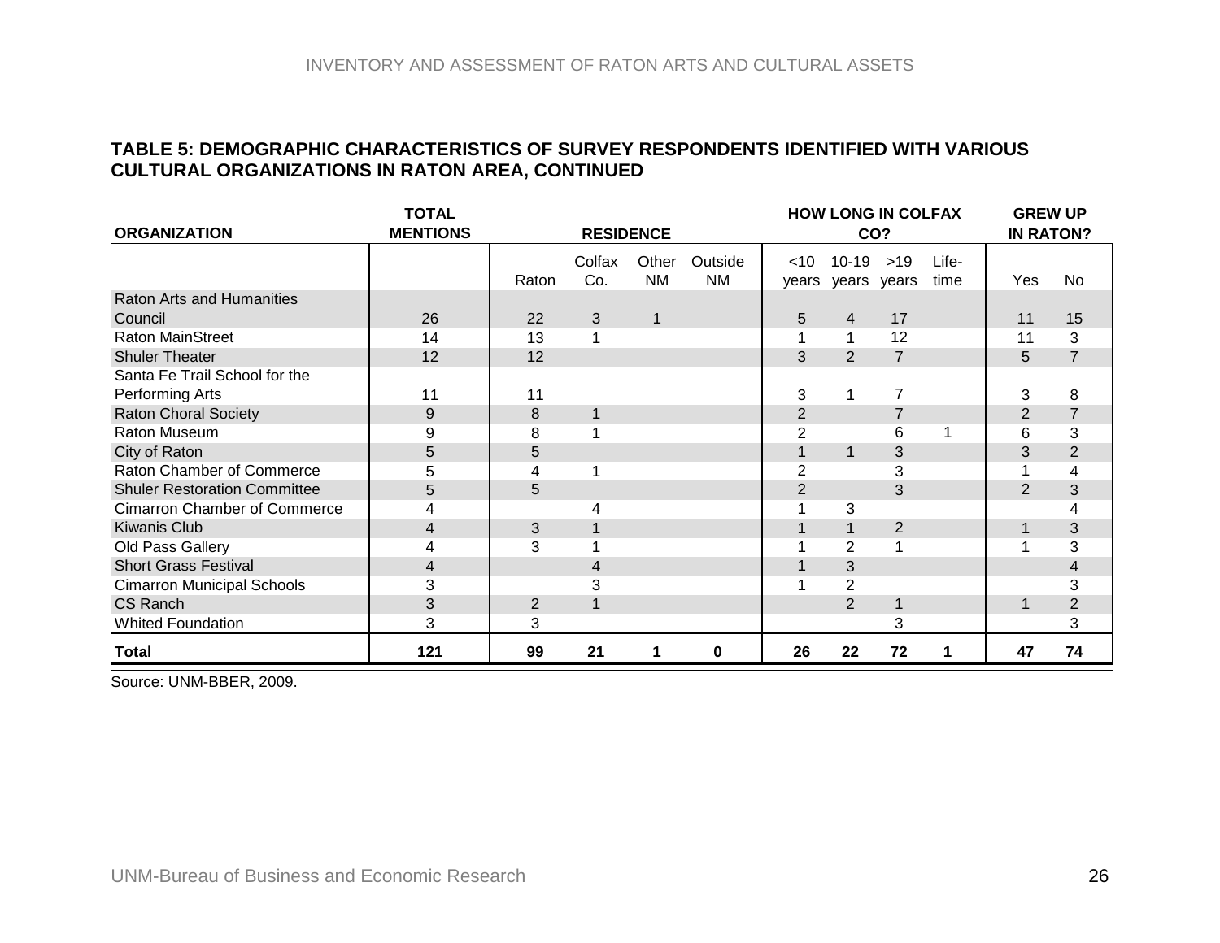**TABLE 5: DEMOGRAPHIC CHARACTERISTICS OF SURVEY RESPONDENTS IDENTIFIED WITH VARIOUS CULTURAL ORGANIZATIONS IN RATON AREA, CONTINUED**

| ORGANIZATION | TOTAL MENTIONS | RESIDENCE | | | | HOW LONG IN COLFAX CO? | | | | GREW UP IN RATON? | |
|---|---|---|---|---|---|---|---|---|---|---|---|
| | | Raton | Colfax Co. | Other NM | Outside NM | <10 years | 10-19 years | >19 years | Life-time | Yes | No |
| Raton Arts and Humanities Council | 26 | 22 | 3 | 1 | | 5 | 4 | 17 | | 11 | 15 |
| Raton MainStreet | 14 | 13 | 1 | | | 1 | 1 | 12 | | 11 | 3 |
| Shuler Theater | 12 | 12 | | | | 3 | 2 | 7 | | 5 | 7 |
| Santa Fe Trail School for the Performing Arts | 11 | 11 | | | | 3 | 1 | 7 | | 3 | 8 |
| Raton Choral Society | 9 | 8 | 1 | | | 2 | | 7 | | 2 | 7 |
| Raton Museum | 9 | 8 | 1 | | | 2 | | 6 | 1 | 6 | 3 |
| City of Raton | 5 | 5 | | | | 1 | 1 | 3 | | 3 | 2 |
| Raton Chamber of Commerce | 5 | 4 | 1 | | | 2 | | 3 | | 1 | 4 |
| Shuler Restoration Committee | 5 | 5 | | | | 2 | | 3 | | 2 | 3 |
| Cimarron Chamber of Commerce | 4 | | 4 | | | 1 | 3 | | | | 4 |
| Kiwanis Club | 4 | 3 | 1 | | | 1 | 1 | 2 | | 1 | 3 |
| Old Pass Gallery | 4 | 3 | 1 | | | 1 | 2 | 1 | | 1 | 3 |
| Short Grass Festival | 4 | | 4 | | | 1 | 3 | | | | 4 |
| Cimarron Municipal Schools | 3 | | 3 | | | 1 | 2 | | | | 3 |
| CS Ranch | 3 | 2 | 1 | | | | 2 | 1 | | 1 | 2 |
| Whited Foundation | 3 | 3 | | | | | | 3 | | | 3 |
| **Total** | **121** | **99** | **21** | **1** | **0** | **26** | **22** | **72** | **1** | **47** | **74** |

Source: UNM-BBER, 2009.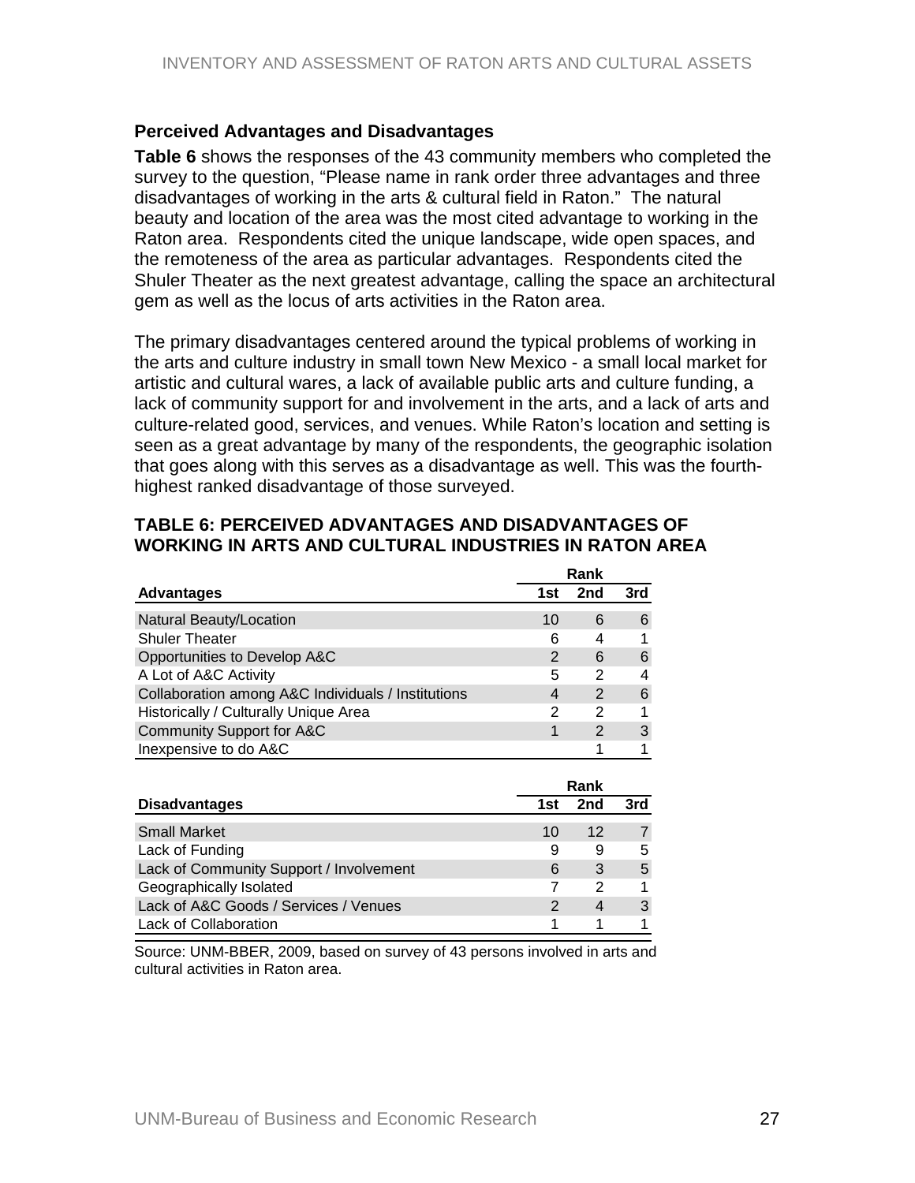### Perceived Advantages and Disadvantages

**Table 6** shows the responses of the 43 community members who completed the survey to the question, "Please name in rank order three advantages and three disadvantages of working in the arts & cultural field in Raton." The natural beauty and location of the area was the most cited advantage to working in the Raton area. Respondents cited the unique landscape, wide open spaces, and the remoteness of the area as particular advantages. Respondents cited the Shuler Theater as the next greatest advantage, calling the space an architectural gem as well as the locus of arts activities in the Raton area.

The primary disadvantages centered around the typical problems of working in the arts and culture industry in small town New Mexico - a small local market for artistic and cultural wares, a lack of available public arts and culture funding, a lack of community support for and involvement in the arts, and a lack of arts and culture-related good, services, and venues. While Raton's location and setting is seen as a great advantage by many of the respondents, the geographic isolation that goes along with this serves as a disadvantage as well. This was the fourth-highest ranked disadvantage of those surveyed.

**TABLE 6: PERCEIVED ADVANTAGES AND DISADVANTAGES OF WORKING IN ARTS AND CULTURAL INDUSTRIES IN RATON AREA**

| | Rank | | |
|---|---|---|---|
| **Advantages** | **1st** | **2nd** | **3rd** |
| Natural Beauty/Location | 10 | 6 | 6 |
| Shuler Theater | 6 | 4 | 1 |
| Opportunities to Develop A&C | 2 | 6 | 6 |
| A Lot of A&C Activity | 5 | 2 | 4 |
| Collaboration among A&C Individuals / Institutions | 4 | 2 | 6 |
| Historically / Culturally Unique Area | 2 | 2 | 1 |
| Community Support for A&C | 1 | 2 | 3 |
| Inexpensive to do A&C | | 1 | 1 |

| | Rank | | |
|---|---|---|---|
| **Disadvantages** | **1st** | **2nd** | **3rd** |
| Small Market | 10 | 12 | 7 |
| Lack of Funding | 9 | 9 | 5 |
| Lack of Community Support / Involvement | 6 | 3 | 5 |
| Geographically Isolated | 7 | 2 | 1 |
| Lack of A&C Goods / Services / Venues | 2 | 4 | 3 |
| Lack of Collaboration | 1 | 1 | 1 |

Source: UNM-BBER, 2009, based on survey of 43 persons involved in arts and cultural activities in Raton area.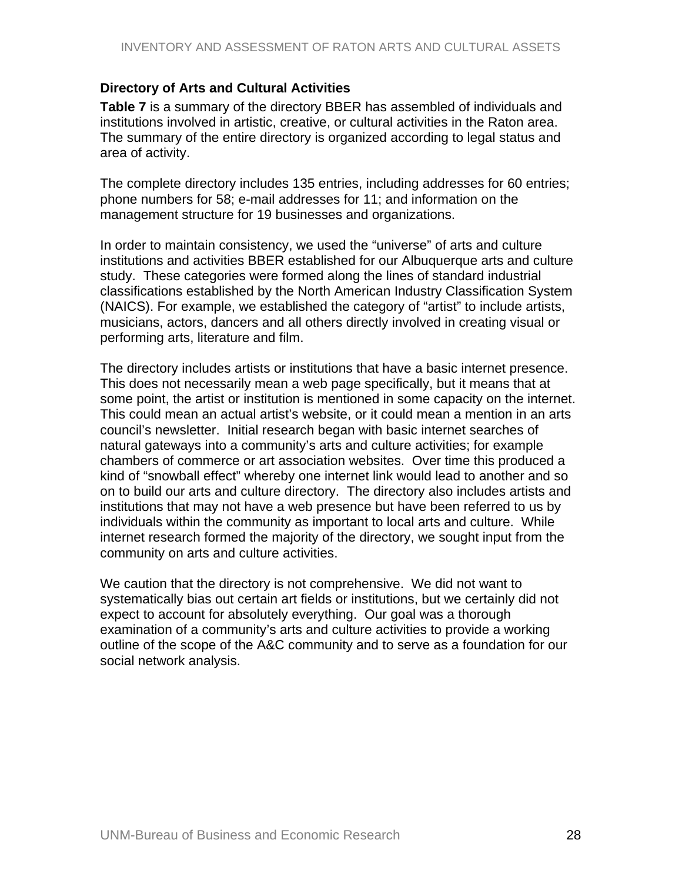### Directory of Arts and Cultural Activities

**Table 7** is a summary of the directory BBER has assembled of individuals and institutions involved in artistic, creative, or cultural activities in the Raton area. The summary of the entire directory is organized according to legal status and area of activity.

The complete directory includes 135 entries, including addresses for 60 entries; phone numbers for 58; e-mail addresses for 11; and information on the management structure for 19 businesses and organizations.

In order to maintain consistency, we used the "universe" of arts and culture institutions and activities BBER established for our Albuquerque arts and culture study. These categories were formed along the lines of standard industrial classifications established by the North American Industry Classification System (NAICS). For example, we established the category of "artist" to include artists, musicians, actors, dancers and all others directly involved in creating visual or performing arts, literature and film.

The directory includes artists or institutions that have a basic internet presence. This does not necessarily mean a web page specifically, but it means that at some point, the artist or institution is mentioned in some capacity on the internet. This could mean an actual artist's website, or it could mean a mention in an arts council's newsletter. Initial research began with basic internet searches of natural gateways into a community's arts and culture activities; for example chambers of commerce or art association websites. Over time this produced a kind of "snowball effect" whereby one internet link would lead to another and so on to build our arts and culture directory. The directory also includes artists and institutions that may not have a web presence but have been referred to us by individuals within the community as important to local arts and culture. While internet research formed the majority of the directory, we sought input from the community on arts and culture activities.

We caution that the directory is not comprehensive. We did not want to systematically bias out certain art fields or institutions, but we certainly did not expect to account for absolutely everything. Our goal was a thorough examination of a community's arts and culture activities to provide a working outline of the scope of the A&C community and to serve as a foundation for our social network analysis.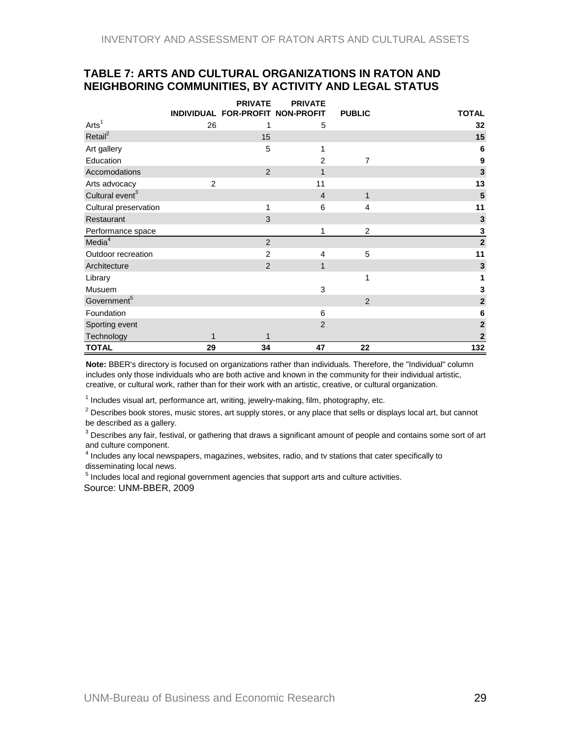## TABLE 7: ARTS AND CULTURAL ORGANIZATIONS IN RATON AND NEIGHBORING COMMUNITIES, BY ACTIVITY AND LEGAL STATUS

| | INDIVIDUAL | PRIVATE FOR-PROFIT | PRIVATE NON-PROFIT | PUBLIC | TOTAL |
|---|---|---|---|---|---|
| Arts[1] | 26 | 1 | 5 | | **32** |
| Retail[2] | | 15 | | | **15** |
| Art gallery | | 5 | 1 | | **6** |
| Education | | | 2 | 7 | **9** |
| Accomodations | | 2 | 1 | | **3** |
| Arts advocacy | 2 | | 11 | | **13** |
| Cultural event[3] | | | 4 | 1 | **5** |
| Cultural preservation | | 1 | 6 | 4 | **11** |
| Restaurant | | 3 | | | **3** |
| Performance space | | | 1 | 2 | **3** |
| Media[4] | | 2 | | | **2** |
| Outdoor recreation | | 2 | 4 | 5 | **11** |
| Architecture | | 2 | 1 | | **3** |
| Library | | | | 1 | **1** |
| Musuem | | | 3 | | **3** |
| Government[5] | | | | 2 | **2** |
| Foundation | | | 6 | | **6** |
| Sporting event | | | 2 | | **2** |
| Technology | 1 | 1 | | | **2** |
| **TOTAL** | **29** | **34** | **47** | **22** | **132** |

**Note:** BBER's directory is focused on organizations rather than individuals. Therefore, the "Individual" column includes only those individuals who are both active and known in the community for their individual artistic, creative, or cultural work, rather than for their work with an artistic, creative, or cultural organization.

[1] Includes visual art, performance art, writing, jewelry-making, film, photography, etc.

[2] Describes book stores, music stores, art supply stores, or any place that sells or displays local art, but cannot be described as a gallery.

[3] Describes any fair, festival, or gathering that draws a significant amount of people and contains some sort of art and culture component.

[4] Includes any local newspapers, magazines, websites, radio, and tv stations that cater specifically to disseminating local news.

[5] Includes local and regional government agencies that support arts and culture activities.

Source: UNM-BBER, 2009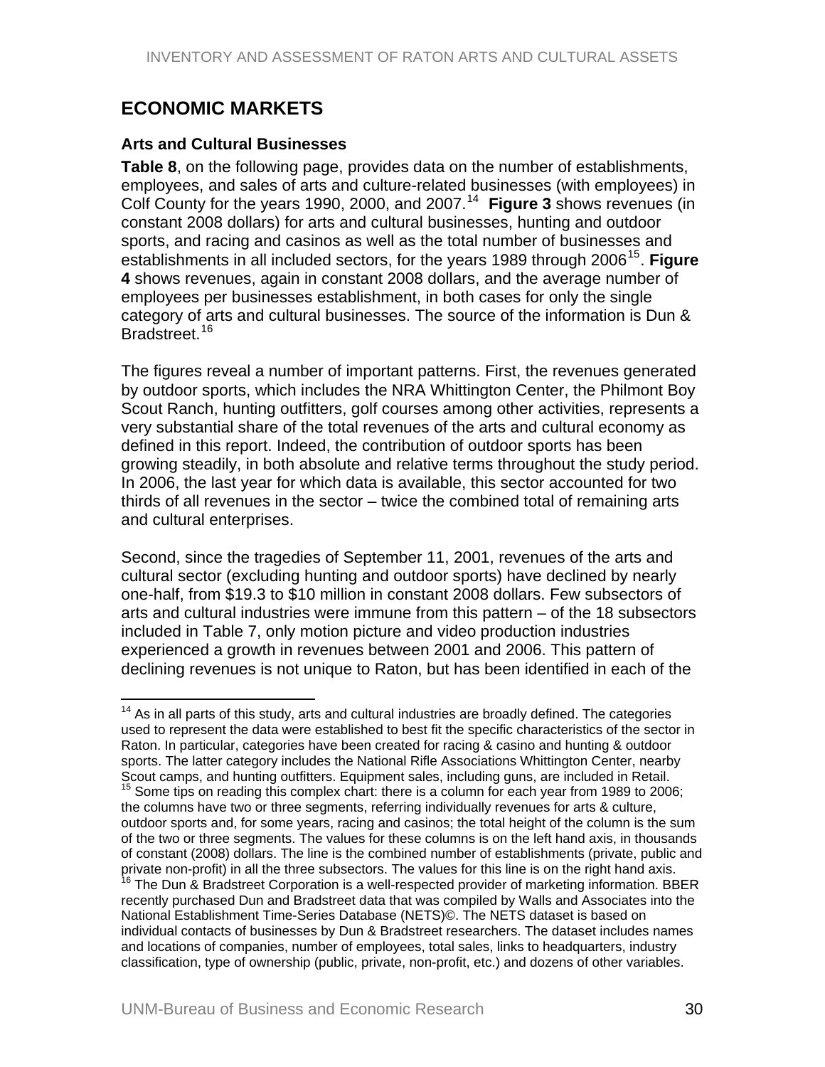## ECONOMIC MARKETS

### Arts and Cultural Businesses

**Table 8**, on the following page, provides data on the number of establishments, employees, and sales of arts and culture-related businesses (with employees) in Colf County for the years 1990, 2000, and 2007.[14] **Figure 3** shows revenues (in constant 2008 dollars) for arts and cultural businesses, hunting and outdoor sports, and racing and casinos as well as the total number of businesses and establishments in all included sectors, for the years 1989 through 2006[15]. **Figure 4** shows revenues, again in constant 2008 dollars, and the average number of employees per businesses establishment, in both cases for only the single category of arts and cultural businesses. The source of the information is Dun & Bradstreet.[16]

The figures reveal a number of important patterns. First, the revenues generated by outdoor sports, which includes the NRA Whittington Center, the Philmont Boy Scout Ranch, hunting outfitters, golf courses among other activities, represents a very substantial share of the total revenues of the arts and cultural economy as defined in this report. Indeed, the contribution of outdoor sports has been growing steadily, in both absolute and relative terms throughout the study period. In 2006, the last year for which data is available, this sector accounted for two thirds of all revenues in the sector – twice the combined total of remaining arts and cultural enterprises.

Second, since the tragedies of September 11, 2001, revenues of the arts and cultural sector (excluding hunting and outdoor sports) have declined by nearly one-half, from $19.3 to $10 million in constant 2008 dollars. Few subsectors of arts and cultural industries were immune from this pattern – of the 18 subsectors included in Table 7, only motion picture and video production industries experienced a growth in revenues between 2001 and 2006. This pattern of declining revenues is not unique to Raton, but has been identified in each of the

---

[14] As in all parts of this study, arts and cultural industries are broadly defined. The categories used to represent the data were established to best fit the specific characteristics of the sector in Raton. In particular, categories have been created for racing & casino and hunting & outdoor sports. The latter category includes the National Rifle Associations Whittington Center, nearby Scout camps, and hunting outfitters. Equipment sales, including guns, are included in Retail.

[15] Some tips on reading this complex chart: there is a column for each year from 1989 to 2006; the columns have two or three segments, referring individually revenues for arts & culture, outdoor sports and, for some years, racing and casinos; the total height of the column is the sum of the two or three segments. The values for these columns is on the left hand axis, in thousands of constant (2008) dollars. The line is the combined number of establishments (private, public and private non-profit) in all the three subsectors. The values for this line is on the right hand axis.

[16] The Dun & Bradstreet Corporation is a well-respected provider of marketing information. BBER recently purchased Dun and Bradstreet data that was compiled by Walls and Associates into the National Establishment Time-Series Database (NETS)©. The NETS dataset is based on individual contacts of businesses by Dun & Bradstreet researchers. The dataset includes names and locations of companies, number of employees, total sales, links to headquarters, industry classification, type of ownership (public, private, non-profit, etc.) and dozens of other variables.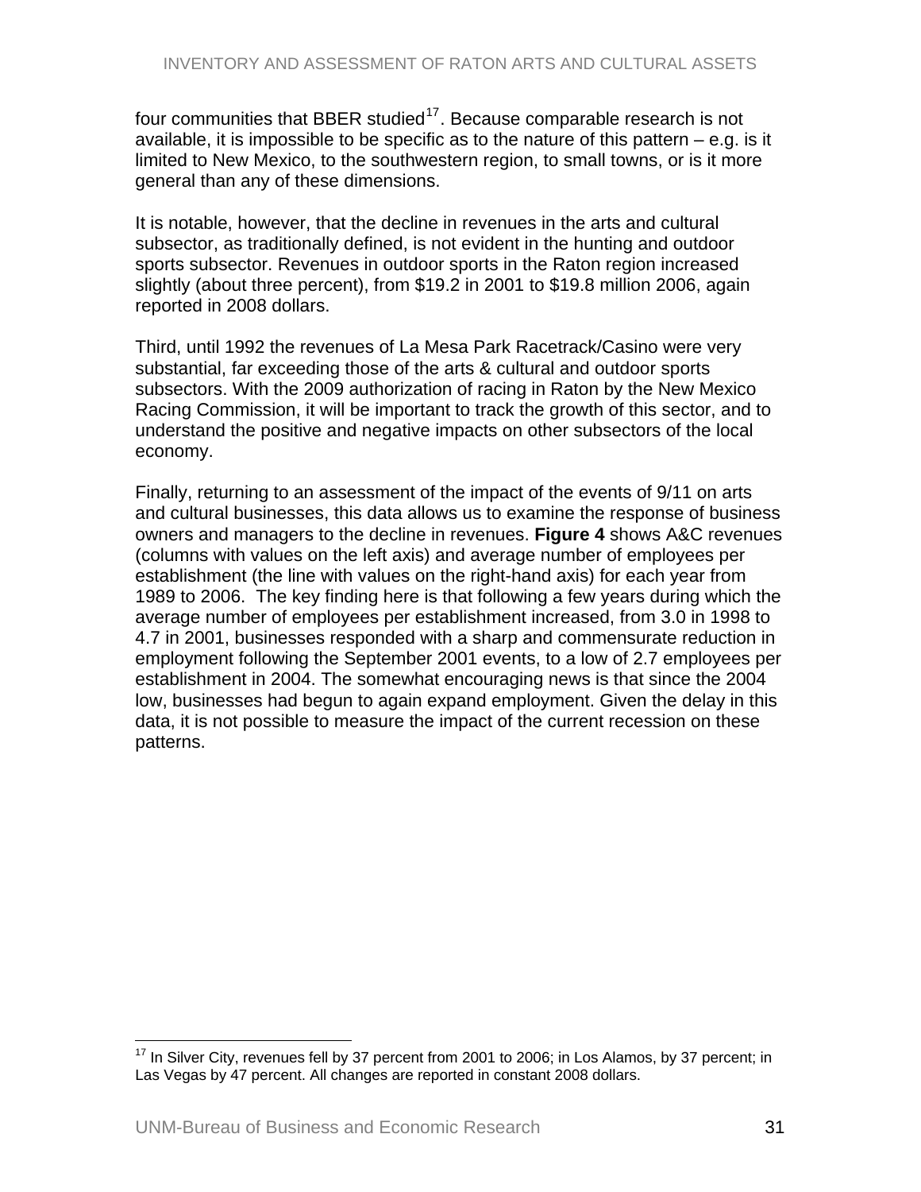four communities that BBER studied[17]. Because comparable research is not available, it is impossible to be specific as to the nature of this pattern – e.g. is it limited to New Mexico, to the southwestern region, to small towns, or is it more general than any of these dimensions.

It is notable, however, that the decline in revenues in the arts and cultural subsector, as traditionally defined, is not evident in the hunting and outdoor sports subsector. Revenues in outdoor sports in the Raton region increased slightly (about three percent), from $19.2 in 2001 to $19.8 million 2006, again reported in 2008 dollars.

Third, until 1992 the revenues of La Mesa Park Racetrack/Casino were very substantial, far exceeding those of the arts & cultural and outdoor sports subsectors. With the 2009 authorization of racing in Raton by the New Mexico Racing Commission, it will be important to track the growth of this sector, and to understand the positive and negative impacts on other subsectors of the local economy.

Finally, returning to an assessment of the impact of the events of 9/11 on arts and cultural businesses, this data allows us to examine the response of business owners and managers to the decline in revenues. **Figure 4** shows A&C revenues (columns with values on the left axis) and average number of employees per establishment (the line with values on the right-hand axis) for each year from 1989 to 2006. The key finding here is that following a few years during which the average number of employees per establishment increased, from 3.0 in 1998 to 4.7 in 2001, businesses responded with a sharp and commensurate reduction in employment following the September 2001 events, to a low of 2.7 employees per establishment in 2004. The somewhat encouraging news is that since the 2004 low, businesses had begun to again expand employment. Given the delay in this data, it is not possible to measure the impact of the current recession on these patterns.

---

[17] In Silver City, revenues fell by 37 percent from 2001 to 2006; in Los Alamos, by 37 percent; in Las Vegas by 47 percent. All changes are reported in constant 2008 dollars.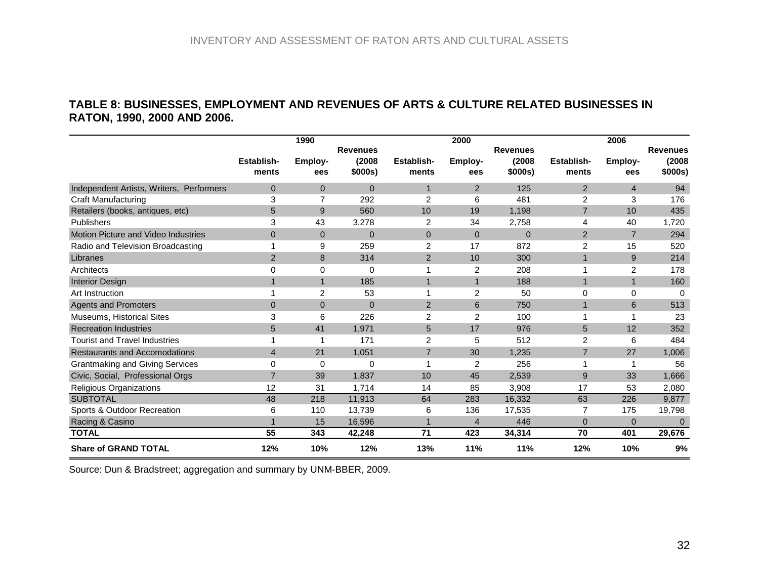**TABLE 8: BUSINESSES, EMPLOYMENT AND REVENUES OF ARTS & CULTURE RELATED BUSINESSES IN RATON, 1990, 2000 AND 2006.**

| | 1990 | | | 2000 | | | 2006 | | |
|---|---|---|---|---|---|---|---|---|---|
| | Establish-ments | Employ-ees | Revenues (2008 $000s) | Establish-ments | Employ-ees | Revenues (2008 $000s) | Establish-ments | Employ-ees | Revenues (2008 $000s) |
| Independent Artists, Writers, Performers | 0 | 0 | 0 | 1 | 2 | 125 | 2 | 4 | 94 |
| Craft Manufacturing | 3 | 7 | 292 | 2 | 6 | 481 | 2 | 3 | 176 |
| Retailers (books, antiques, etc) | 5 | 9 | 560 | 10 | 19 | 1,198 | 7 | 10 | 435 |
| Publishers | 3 | 43 | 3,278 | 2 | 34 | 2,758 | 4 | 40 | 1,720 |
| Motion Picture and Video Industries | 0 | 0 | 0 | 0 | 0 | 0 | 2 | 7 | 294 |
| Radio and Television Broadcasting | 1 | 9 | 259 | 2 | 17 | 872 | 2 | 15 | 520 |
| Libraries | 2 | 8 | 314 | 2 | 10 | 300 | 1 | 9 | 214 |
| Architects | 0 | 0 | 0 | 1 | 2 | 208 | 1 | 2 | 178 |
| Interior Design | 1 | 1 | 185 | 1 | 1 | 188 | 1 | 1 | 160 |
| Art Instruction | 1 | 2 | 53 | 1 | 2 | 50 | 0 | 0 | 0 |
| Agents and Promoters | 0 | 0 | 0 | 2 | 6 | 750 | 1 | 6 | 513 |
| Museums, Historical Sites | 3 | 6 | 226 | 2 | 2 | 100 | 1 | 1 | 23 |
| Recreation Industries | 5 | 41 | 1,971 | 5 | 17 | 976 | 5 | 12 | 352 |
| Tourist and Travel Industries | 1 | 1 | 171 | 2 | 5 | 512 | 2 | 6 | 484 |
| Restaurants and Accomodations | 4 | 21 | 1,051 | 7 | 30 | 1,235 | 7 | 27 | 1,006 |
| Grantmaking and Giving Services | 0 | 0 | 0 | 1 | 2 | 256 | 1 | 1 | 56 |
| Civic, Social, Professional Orgs | 7 | 39 | 1,837 | 10 | 45 | 2,539 | 9 | 33 | 1,666 |
| Religious Organizations | 12 | 31 | 1,714 | 14 | 85 | 3,908 | 17 | 53 | 2,080 |
| SUBTOTAL | 48 | 218 | 11,913 | 64 | 283 | 16,332 | 63 | 226 | 9,877 |
| Sports & Outdoor Recreation | 6 | 110 | 13,739 | 6 | 136 | 17,535 | 7 | 175 | 19,798 |
| Racing & Casino | 1 | 15 | 16,596 | 1 | 4 | 446 | 0 | 0 | 0 |
| **TOTAL** | **55** | **343** | **42,248** | **71** | **423** | **34,314** | **70** | **401** | **29,676** |
| **Share of GRAND TOTAL** | **12%** | **10%** | **12%** | **13%** | **11%** | **11%** | **12%** | **10%** | **9%** |

Source: Dun & Bradstreet; aggregation and summary by UNM-BBER, 2009.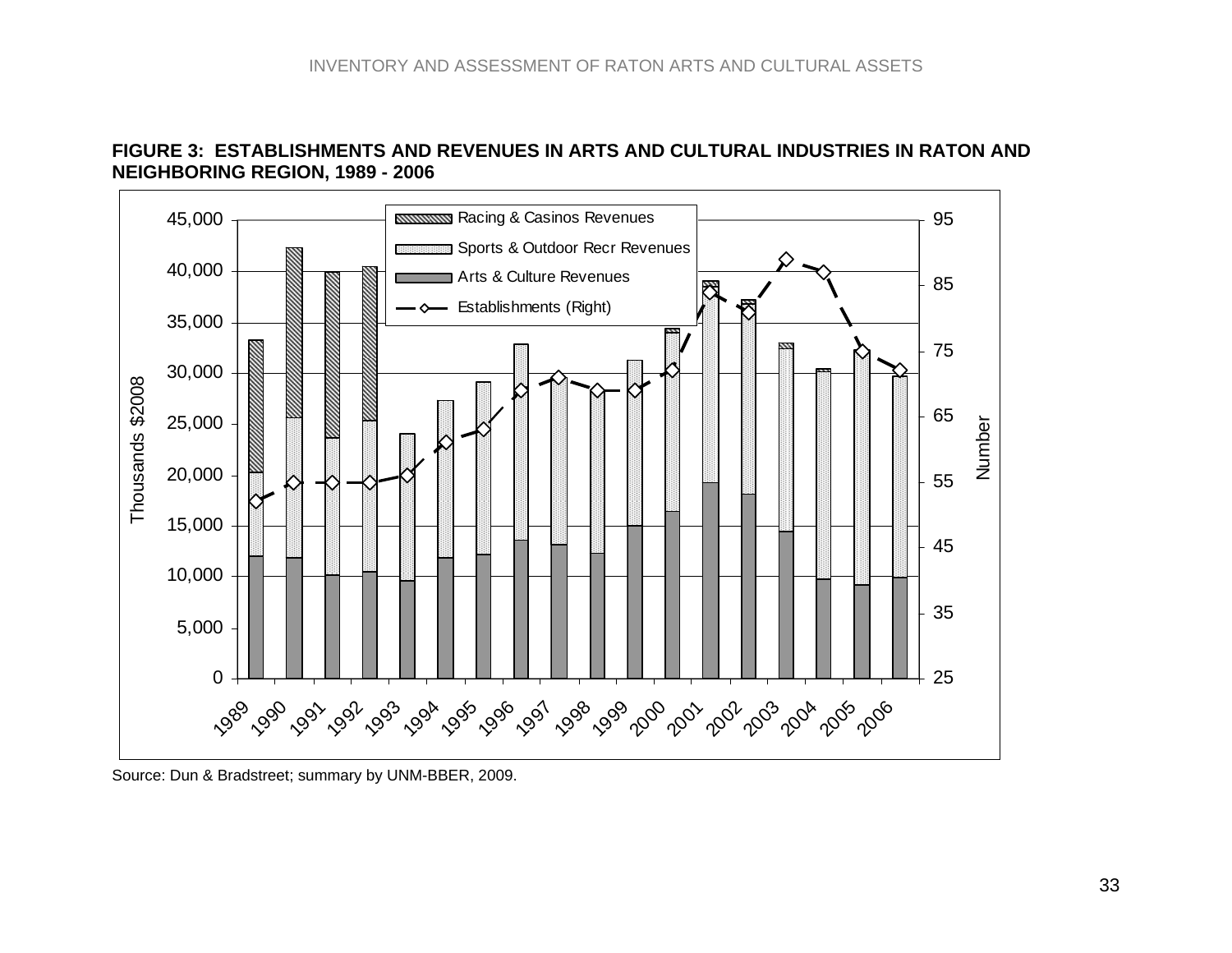**FIGURE 3: ESTABLISHMENTS AND REVENUES IN ARTS AND CULTURAL INDUSTRIES IN RATON AND NEIGHBORING REGION, 1989 - 2006**

Source: Dun & Bradstreet; summary by UNM-BBER, 2009.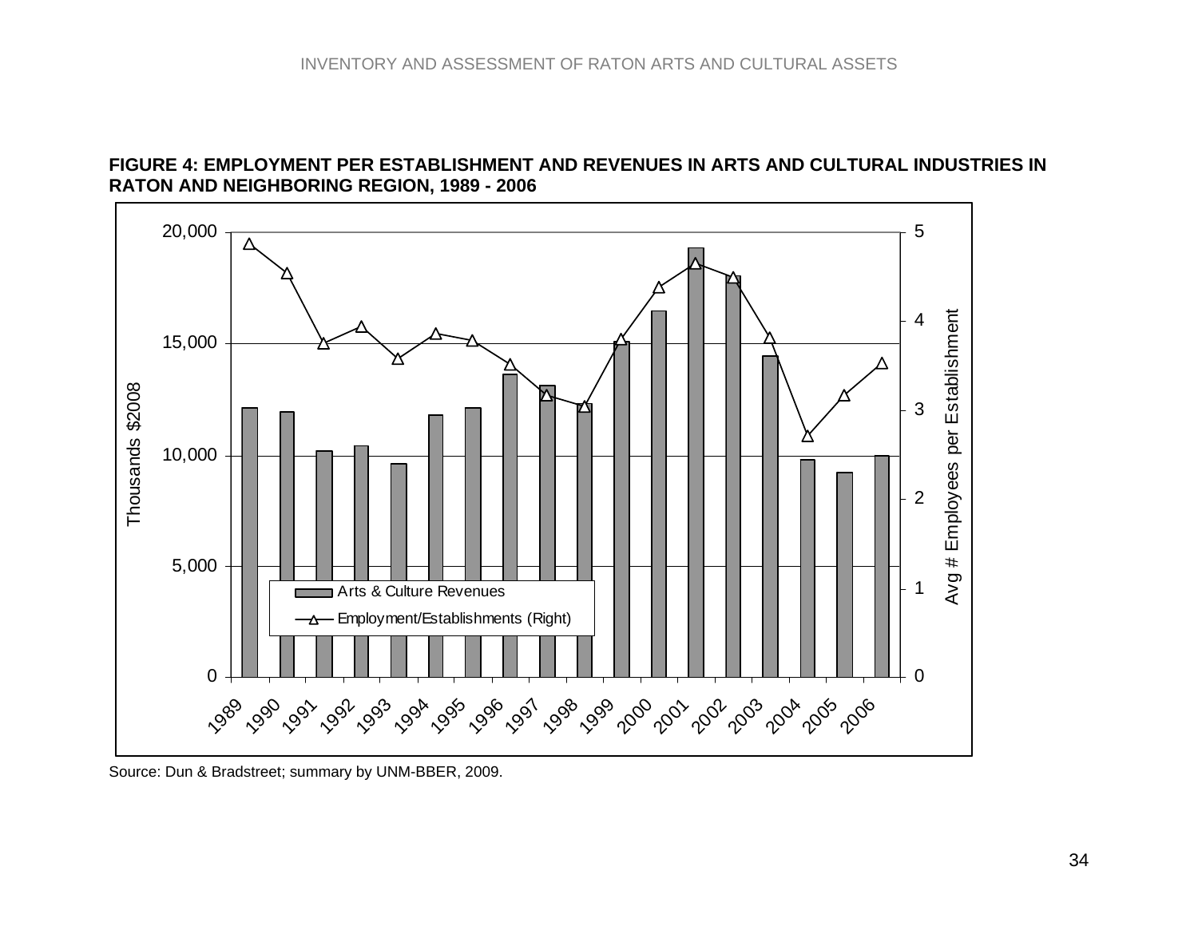**FIGURE 4: EMPLOYMENT PER ESTABLISHMENT AND REVENUES IN ARTS AND CULTURAL INDUSTRIES IN RATON AND NEIGHBORING REGION, 1989 - 2006**

Source: Dun & Bradstreet; summary by UNM-BBER, 2009.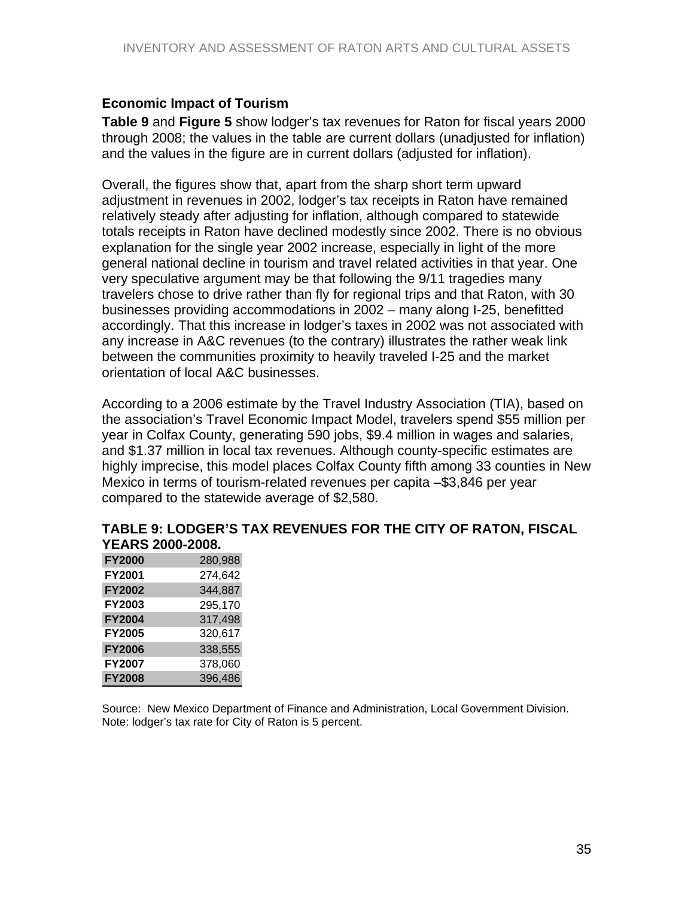### Economic Impact of Tourism

**Table 9** and **Figure 5** show lodger's tax revenues for Raton for fiscal years 2000 through 2008; the values in the table are current dollars (unadjusted for inflation) and the values in the figure are in current dollars (adjusted for inflation).

Overall, the figures show that, apart from the sharp short term upward adjustment in revenues in 2002, lodger's tax receipts in Raton have remained relatively steady after adjusting for inflation, although compared to statewide totals receipts in Raton have declined modestly since 2002. There is no obvious explanation for the single year 2002 increase, especially in light of the more general national decline in tourism and travel related activities in that year. One very speculative argument may be that following the 9/11 tragedies many travelers chose to drive rather than fly for regional trips and that Raton, with 30 businesses providing accommodations in 2002 – many along I-25, benefitted accordingly. That this increase in lodger's taxes in 2002 was not associated with any increase in A&C revenues (to the contrary) illustrates the rather weak link between the communities proximity to heavily traveled I-25 and the market orientation of local A&C businesses.

According to a 2006 estimate by the Travel Industry Association (TIA), based on the association's Travel Economic Impact Model, travelers spend $55 million per year in Colfax County, generating 590 jobs, $9.4 million in wages and salaries, and $1.37 million in local tax revenues. Although county-specific estimates are highly imprecise, this model places Colfax County fifth among 33 counties in New Mexico in terms of tourism-related revenues per capita –$3,846 per year compared to the statewide average of $2,580.

**TABLE 9: LODGER'S TAX REVENUES FOR THE CITY OF RATON, FISCAL YEARS 2000-2008.**

| | |
|---|---|
| **FY2000** | 280,988 |
| **FY2001** | 274,642 |
| **FY2002** | 344,887 |
| **FY2003** | 295,170 |
| **FY2004** | 317,498 |
| **FY2005** | 320,617 |
| **FY2006** | 338,555 |
| **FY2007** | 378,060 |
| **FY2008** | 396,486 |

Source: New Mexico Department of Finance and Administration, Local Government Division.
Note: lodger's tax rate for City of Raton is 5 percent.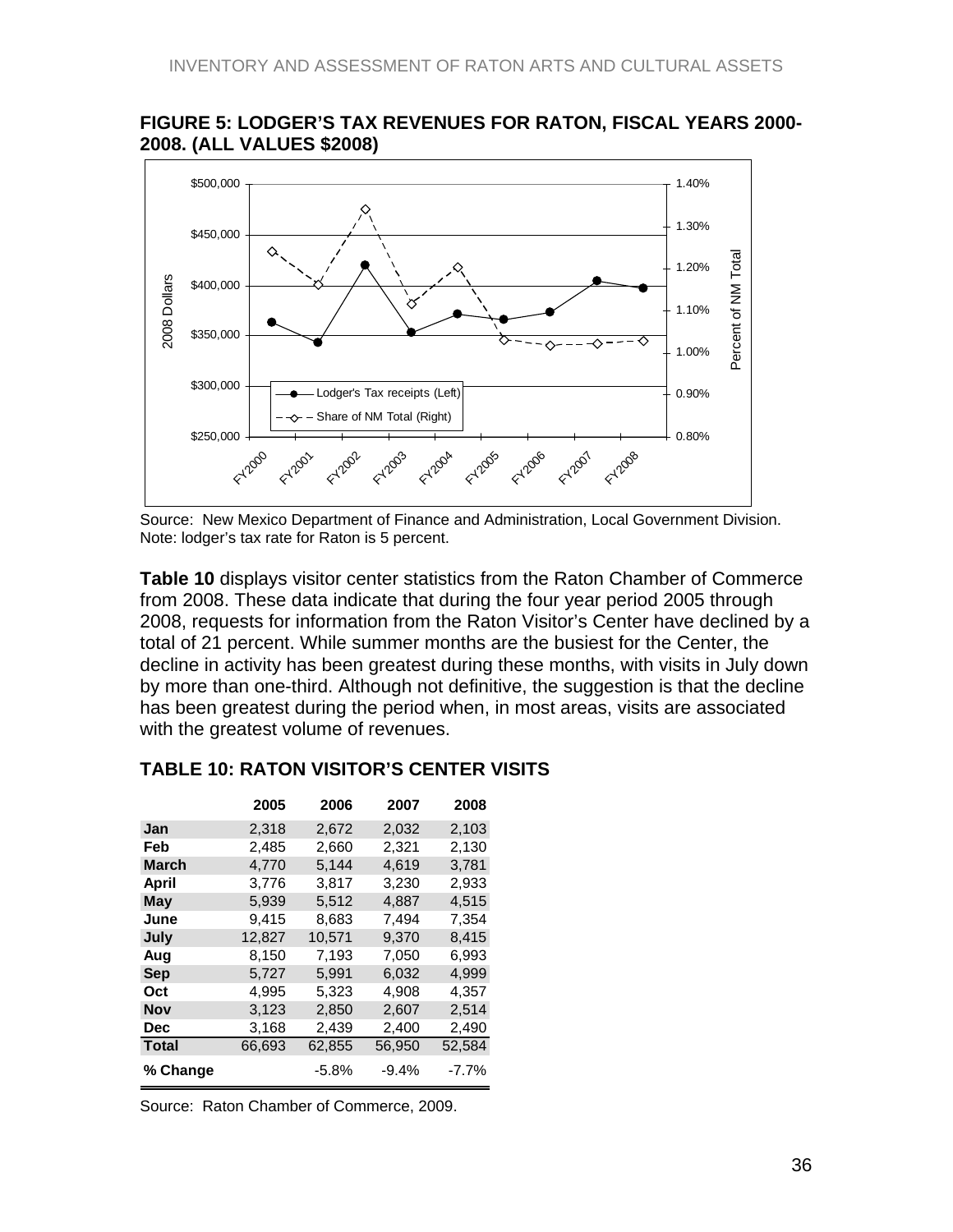**FIGURE 5: LODGER'S TAX REVENUES FOR RATON, FISCAL YEARS 2000-2008. (ALL VALUES $2008)**

Source: New Mexico Department of Finance and Administration, Local Government Division.
Note: lodger's tax rate for Raton is 5 percent.

**Table 10** displays visitor center statistics from the Raton Chamber of Commerce from 2008. These data indicate that during the four year period 2005 through 2008, requests for information from the Raton Visitor's Center have declined by a total of 21 percent. While summer months are the busiest for the Center, the decline in activity has been greatest during these months, with visits in July down by more than one-third. Although not definitive, the suggestion is that the decline has been greatest during the period when, in most areas, visits are associated with the greatest volume of revenues.

## TABLE 10: RATON VISITOR'S CENTER VISITS

| | 2005 | 2006 | 2007 | 2008 |
|---|---|---|---|---|
| **Jan** | 2,318 | 2,672 | 2,032 | 2,103 |
| **Feb** | 2,485 | 2,660 | 2,321 | 2,130 |
| **March** | 4,770 | 5,144 | 4,619 | 3,781 |
| **April** | 3,776 | 3,817 | 3,230 | 2,933 |
| **May** | 5,939 | 5,512 | 4,887 | 4,515 |
| **June** | 9,415 | 8,683 | 7,494 | 7,354 |
| **July** | 12,827 | 10,571 | 9,370 | 8,415 |
| **Aug** | 8,150 | 7,193 | 7,050 | 6,993 |
| **Sep** | 5,727 | 5,991 | 6,032 | 4,999 |
| **Oct** | 4,995 | 5,323 | 4,908 | 4,357 |
| **Nov** | 3,123 | 2,850 | 2,607 | 2,514 |
| **Dec** | 3,168 | 2,439 | 2,400 | 2,490 |
| **Total** | 66,693 | 62,855 | 56,950 | 52,584 |
| **% Change** | | -5.8% | -9.4% | -7.7% |

Source: Raton Chamber of Commerce, 2009.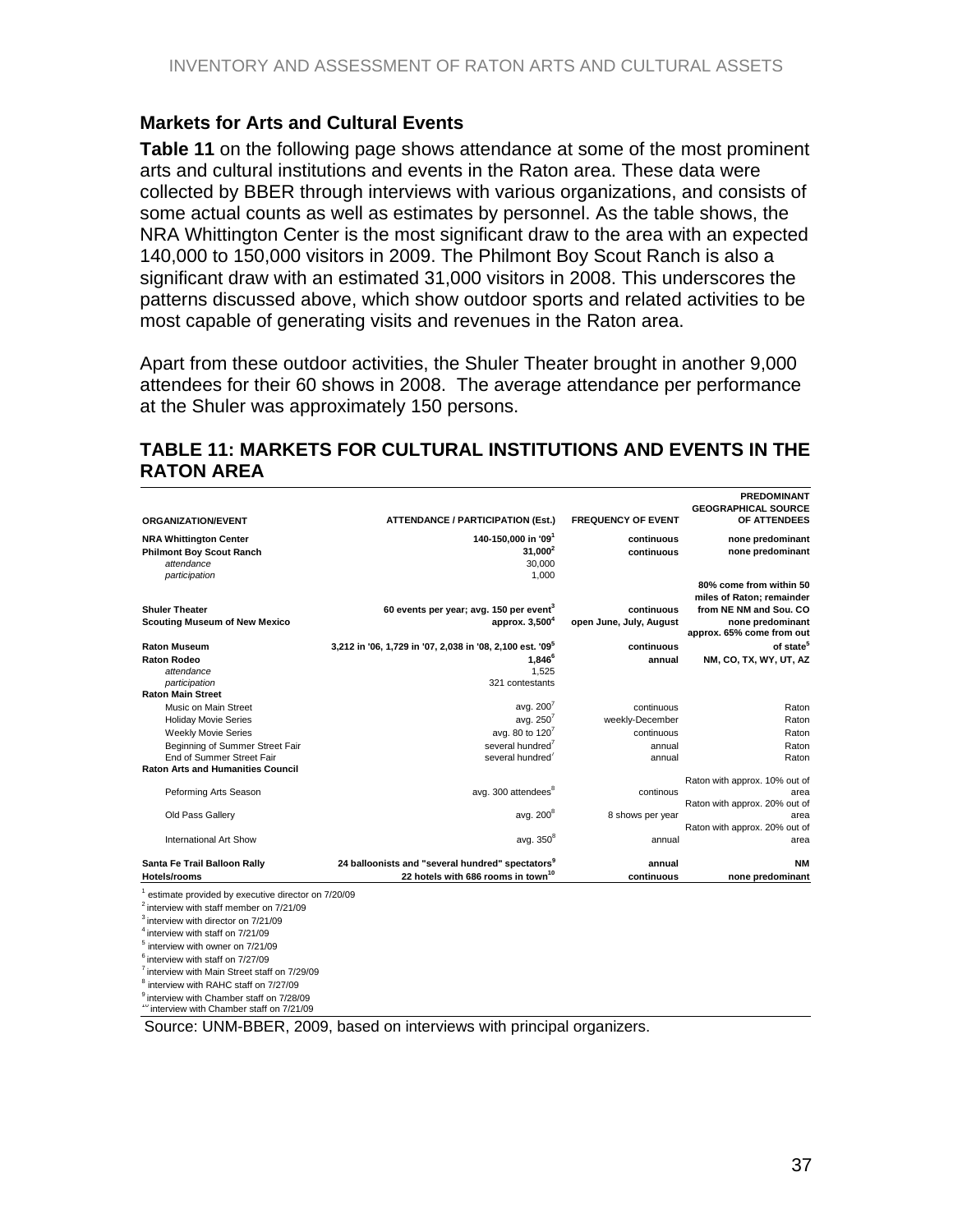## Markets for Arts and Cultural Events

**Table 11** on the following page shows attendance at some of the most prominent arts and cultural institutions and events in the Raton area. These data were collected by BBER through interviews with various organizations, and consists of some actual counts as well as estimates by personnel. As the table shows, the NRA Whittington Center is the most significant draw to the area with an expected 140,000 to 150,000 visitors in 2009. The Philmont Boy Scout Ranch is also a significant draw with an estimated 31,000 visitors in 2008. This underscores the patterns discussed above, which show outdoor sports and related activities to be most capable of generating visits and revenues in the Raton area.

Apart from these outdoor activities, the Shuler Theater brought in another 9,000 attendees for their 60 shows in 2008. The average attendance per performance at the Shuler was approximately 150 persons.

## TABLE 11: MARKETS FOR CULTURAL INSTITUTIONS AND EVENTS IN THE RATON AREA

| ORGANIZATION/EVENT | ATTENDANCE / PARTICIPATION (Est.) | FREQUENCY OF EVENT | PREDOMINANT GEOGRAPHICAL SOURCE OF ATTENDEES |
|---|---|---|---|
| **NRA Whittington Center** | **140-150,000 in '09**[1] | **continuous** | **none predominant** |
| **Philmont Boy Scout Ranch** | **31,000**[2] | **continuous** | **none predominant** |
| *attendance* | 30,000 | | |
| *participation* | 1,000 | | |
| **Shuler Theater** | **60 events per year; avg. 150 per event**[3] | **continuous** | **80% come from within 50 miles of Raton; remainder from NE NM and Sou. CO** |
| **Scouting Museum of New Mexico** | **approx. 3,500**[4] | **open June, July, August** | **none predominant** |
| **Raton Museum** | **3,212 in '06, 1,729 in '07, 2,038 in '08, 2,100 est. '09**[5] | **continuous** | **approx. 65% come from out of state**[5] |
| **Raton Rodeo** | **1,846**[6] | **annual** | **NM, CO, TX, WY, UT, AZ** |
| *attendance* | 1,525 | | |
| *participation* | 321 contestants | | |
| **Raton Main Street** | | | |
| Music on Main Street | avg. 200[7] | continuous | Raton |
| Holiday Movie Series | avg. 250[7] | weekly-December | Raton |
| Weekly Movie Series | avg. 80 to 120[7] | continuous | Raton |
| Beginning of Summer Street Fair | several hundred[7] | annual | Raton |
| End of Summer Street Fair | several hundred[7] | annual | Raton |
| **Raton Arts and Humanities Council** | | | |
| Peforming Arts Season | avg. 300 attendees[8] | continous | Raton with approx. 10% out of area |
| Old Pass Gallery | avg. 200[8] | 8 shows per year | Raton with approx. 20% out of area |
| International Art Show | avg. 350[8] | annual | Raton with approx. 20% out of area |
| **Santa Fe Trail Balloon Rally** | **24 balloonists and "several hundred" spectators**[9] | **annual** | **NM** |
| **Hotels/rooms** | **22 hotels with 686 rooms in town**[10] | **continuous** | **none predominant** |

[1] estimate provided by executive director on 7/20/09
[2] interview with staff member on 7/21/09
[3] interview with director on 7/21/09
[4] interview with staff on 7/21/09
[5] interview with owner on 7/21/09
[6] interview with staff on 7/27/09
[7] interview with Main Street staff on 7/29/09
[8] interview with RAHC staff on 7/27/09
[9] interview with Chamber staff on 7/28/09
[10] interview with Chamber staff on 7/21/09

Source: UNM-BBER, 2009, based on interviews with principal organizers.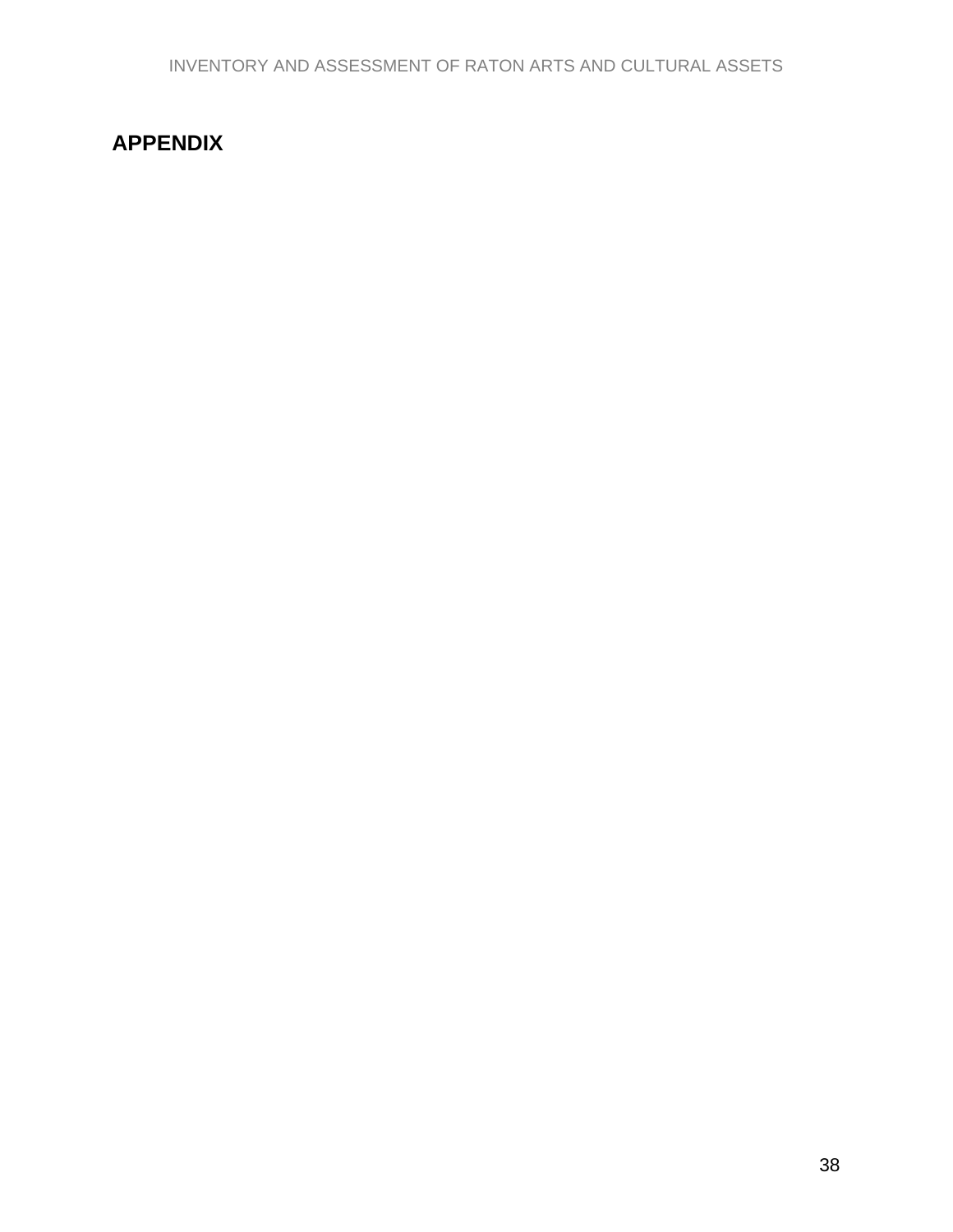## APPENDIX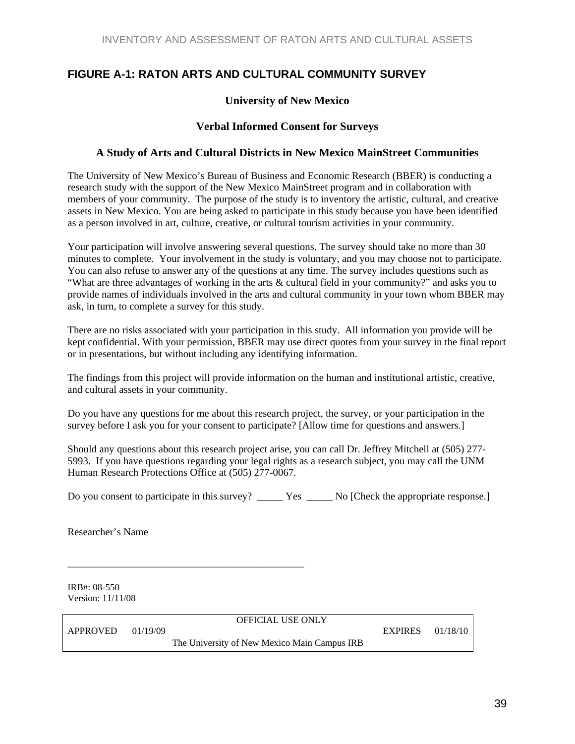## FIGURE A-1: RATON ARTS AND CULTURAL COMMUNITY SURVEY

**University of New Mexico**

**Verbal Informed Consent for Surveys**

**A Study of Arts and Cultural Districts in New Mexico MainStreet Communities**

The University of New Mexico's Bureau of Business and Economic Research (BBER) is conducting a research study with the support of the New Mexico MainStreet program and in collaboration with members of your community. The purpose of the study is to inventory the artistic, cultural, and creative assets in New Mexico. You are being asked to participate in this study because you have been identified as a person involved in art, culture, creative, or cultural tourism activities in your community.

Your participation will involve answering several questions. The survey should take no more than 30 minutes to complete. Your involvement in the study is voluntary, and you may choose not to participate. You can also refuse to answer any of the questions at any time. The survey includes questions such as "What are three advantages of working in the arts & cultural field in your community?" and asks you to provide names of individuals involved in the arts and cultural community in your town whom BBER may ask, in turn, to complete a survey for this study.

There are no risks associated with your participation in this study. All information you provide will be kept confidential. With your permission, BBER may use direct quotes from your survey in the final report or in presentations, but without including any identifying information.

The findings from this project will provide information on the human and institutional artistic, creative, and cultural assets in your community.

Do you have any questions for me about this research project, the survey, or your participation in the survey before I ask you for your consent to participate? [Allow time for questions and answers.]

Should any questions about this research project arise, you can call Dr. Jeffrey Mitchell at (505) 277-5993. If you have questions regarding your legal rights as a research subject, you may call the UNM Human Research Protections Office at (505) 277-0067.

Do you consent to participate in this survey? _____ Yes _____ No [Check the appropriate response.]

Researcher's Name

_______________________________________________

IRB#: 08-550
Version: 11/11/08

| OFFICIAL USE ONLY | | |
|---|---|---|
| APPROVED 01/19/09 | The University of New Mexico Main Campus IRB | EXPIRES 01/18/10 |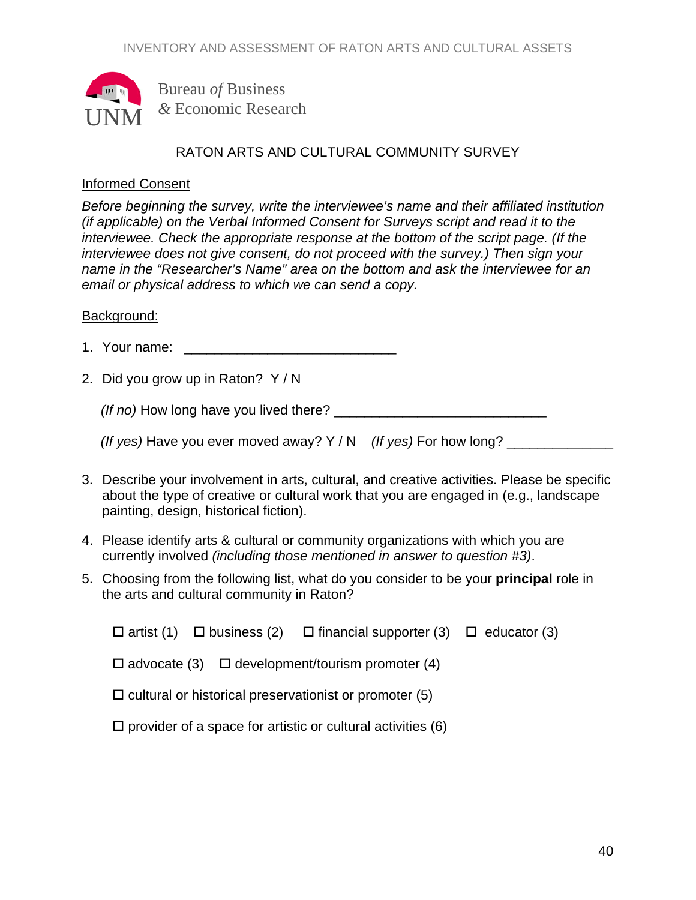Bureau *of* Business
*&* Economic Research

## RATON ARTS AND CULTURAL COMMUNITY SURVEY

Informed Consent

*Before beginning the survey, write the interviewee's name and their affiliated institution (if applicable) on the Verbal Informed Consent for Surveys script and read it to the interviewee. Check the appropriate response at the bottom of the script page. (If the interviewee does not give consent, do not proceed with the survey.) Then sign your name in the "Researcher's Name" area on the bottom and ask the interviewee for an email or physical address to which we can send a copy.*

Background:

1. Your name: ____________________________

2. Did you grow up in Raton? Y / N

   *(If no)* How long have you lived there? ____________________________

   *(If yes)* Have you ever moved away? Y / N    *(If yes)* For how long? ______________

3. Describe your involvement in arts, cultural, and creative activities. Please be specific about the type of creative or cultural work that you are engaged in (e.g., landscape painting, design, historical fiction).

4. Please identify arts & cultural or community organizations with which you are currently involved *(including those mentioned in answer to question #3)*.

5. Choosing from the following list, what do you consider to be your **principal** role in the arts and cultural community in Raton?

   ☐ artist (1)   ☐ business (2)   ☐ financial supporter (3)   ☐ educator (3)

   ☐ advocate (3)   ☐ development/tourism promoter (4)

   ☐ cultural or historical preservationist or promoter (5)

   ☐ provider of a space for artistic or cultural activities (6)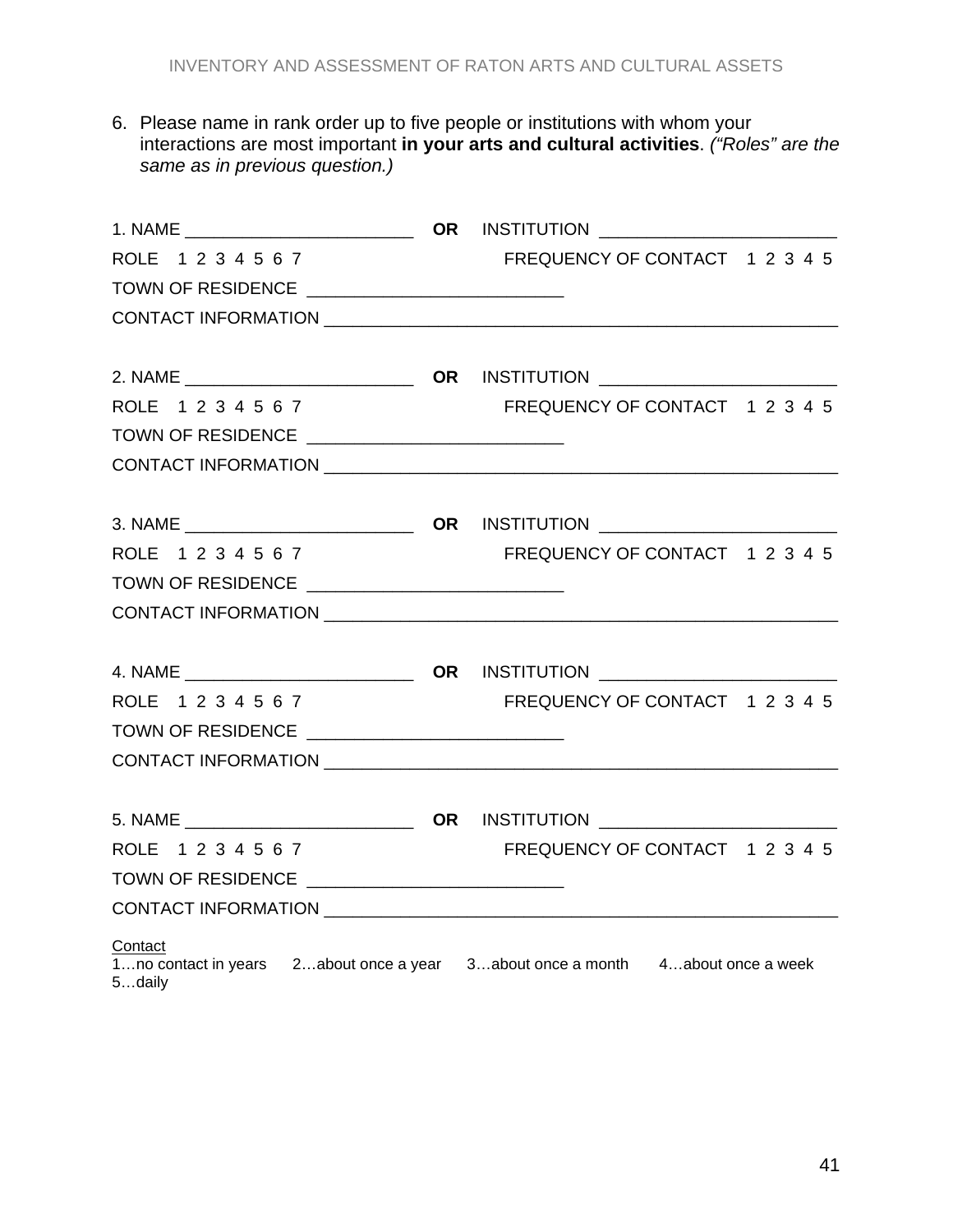6. Please name in rank order up to five people or institutions with whom your interactions are most important **in your arts and cultural activities**. *("Roles" are the same as in previous question.)*

1. NAME ________________________ **OR** INSTITUTION ________________________
ROLE 1 2 3 4 5 6 7 FREQUENCY OF CONTACT 1 2 3 4 5
TOWN OF RESIDENCE __________________________
CONTACT INFORMATION _____________________________________________________

2. NAME ________________________ **OR** INSTITUTION ________________________
ROLE 1 2 3 4 5 6 7 FREQUENCY OF CONTACT 1 2 3 4 5
TOWN OF RESIDENCE __________________________
CONTACT INFORMATION _____________________________________________________

3. NAME ________________________ **OR** INSTITUTION ________________________
ROLE 1 2 3 4 5 6 7 FREQUENCY OF CONTACT 1 2 3 4 5
TOWN OF RESIDENCE __________________________
CONTACT INFORMATION _____________________________________________________

4. NAME ________________________ **OR** INSTITUTION ________________________
ROLE 1 2 3 4 5 6 7 FREQUENCY OF CONTACT 1 2 3 4 5
TOWN OF RESIDENCE __________________________
CONTACT INFORMATION _____________________________________________________

5. NAME ________________________ **OR** INSTITUTION ________________________
ROLE 1 2 3 4 5 6 7 FREQUENCY OF CONTACT 1 2 3 4 5
TOWN OF RESIDENCE __________________________
CONTACT INFORMATION _____________________________________________________

Contact
1…no contact in years 2…about once a year 3…about once a month 4…about once a week 5…daily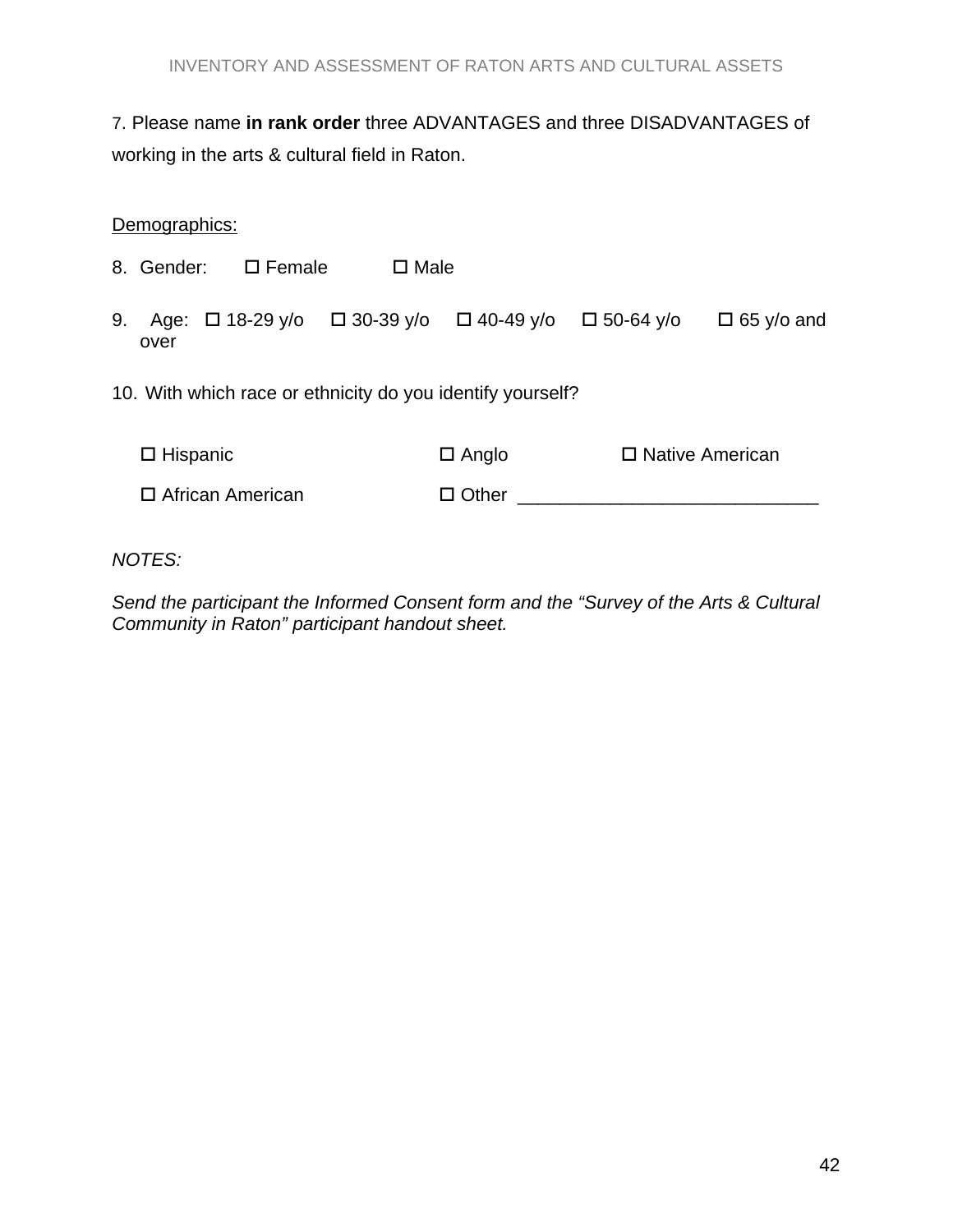7. Please name **in rank order** three ADVANTAGES and three DISADVANTAGES of working in the arts & cultural field in Raton.

Demographics:

8. Gender: ☐ Female ☐ Male

9. Age: ☐ 18-29 y/o ☐ 30-39 y/o ☐ 40-49 y/o ☐ 50-64 y/o ☐ 65 y/o and over

10. With which race or ethnicity do you identify yourself?

☐ Hispanic ☐ Anglo ☐ Native American

☐ African American ☐ Other ____________________________

*NOTES:*

*Send the participant the Informed Consent form and the "Survey of the Arts & Cultural Community in Raton" participant handout sheet.*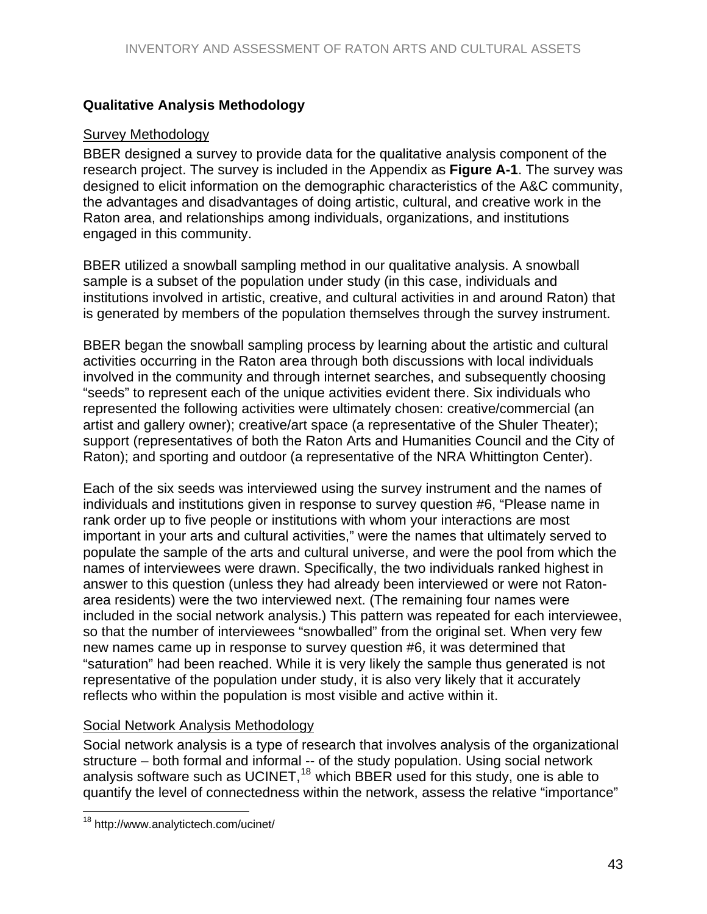### Qualitative Analysis Methodology

Survey Methodology

BBER designed a survey to provide data for the qualitative analysis component of the research project. The survey is included in the Appendix as **Figure A-1**. The survey was designed to elicit information on the demographic characteristics of the A&C community, the advantages and disadvantages of doing artistic, cultural, and creative work in the Raton area, and relationships among individuals, organizations, and institutions engaged in this community.

BBER utilized a snowball sampling method in our qualitative analysis. A snowball sample is a subset of the population under study (in this case, individuals and institutions involved in artistic, creative, and cultural activities in and around Raton) that is generated by members of the population themselves through the survey instrument.

BBER began the snowball sampling process by learning about the artistic and cultural activities occurring in the Raton area through both discussions with local individuals involved in the community and through internet searches, and subsequently choosing "seeds" to represent each of the unique activities evident there. Six individuals who represented the following activities were ultimately chosen: creative/commercial (an artist and gallery owner); creative/art space (a representative of the Shuler Theater); support (representatives of both the Raton Arts and Humanities Council and the City of Raton); and sporting and outdoor (a representative of the NRA Whittington Center).

Each of the six seeds was interviewed using the survey instrument and the names of individuals and institutions given in response to survey question #6, "Please name in rank order up to five people or institutions with whom your interactions are most important in your arts and cultural activities," were the names that ultimately served to populate the sample of the arts and cultural universe, and were the pool from which the names of interviewees were drawn. Specifically, the two individuals ranked highest in answer to this question (unless they had already been interviewed or were not Raton-area residents) were the two interviewed next. (The remaining four names were included in the social network analysis.) This pattern was repeated for each interviewee, so that the number of interviewees "snowballed" from the original set. When very few new names came up in response to survey question #6, it was determined that "saturation" had been reached. While it is very likely the sample thus generated is not representative of the population under study, it is also very likely that it accurately reflects who within the population is most visible and active within it.

Social Network Analysis Methodology

Social network analysis is a type of research that involves analysis of the organizational structure – both formal and informal -- of the study population. Using social network analysis software such as UCINET,[18] which BBER used for this study, one is able to quantify the level of connectedness within the network, assess the relative "importance"

[18] http://www.analytictech.com/ucinet/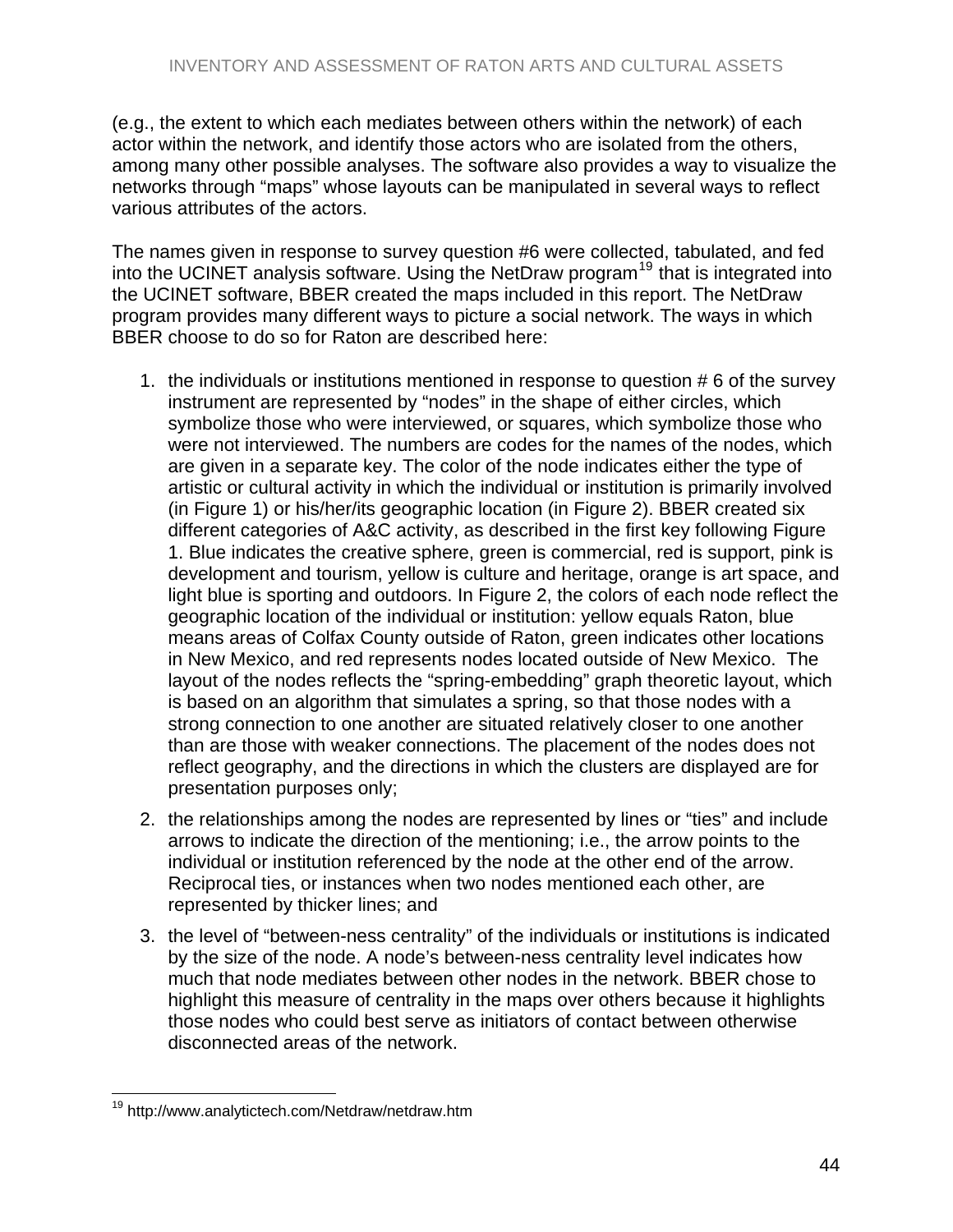(e.g., the extent to which each mediates between others within the network) of each actor within the network, and identify those actors who are isolated from the others, among many other possible analyses. The software also provides a way to visualize the networks through "maps" whose layouts can be manipulated in several ways to reflect various attributes of the actors.

The names given in response to survey question #6 were collected, tabulated, and fed into the UCINET analysis software. Using the NetDraw program[19] that is integrated into the UCINET software, BBER created the maps included in this report. The NetDraw program provides many different ways to picture a social network. The ways in which BBER choose to do so for Raton are described here:

1. the individuals or institutions mentioned in response to question # 6 of the survey instrument are represented by "nodes" in the shape of either circles, which symbolize those who were interviewed, or squares, which symbolize those who were not interviewed. The numbers are codes for the names of the nodes, which are given in a separate key. The color of the node indicates either the type of artistic or cultural activity in which the individual or institution is primarily involved (in Figure 1) or his/her/its geographic location (in Figure 2). BBER created six different categories of A&C activity, as described in the first key following Figure 1. Blue indicates the creative sphere, green is commercial, red is support, pink is development and tourism, yellow is culture and heritage, orange is art space, and light blue is sporting and outdoors. In Figure 2, the colors of each node reflect the geographic location of the individual or institution: yellow equals Raton, blue means areas of Colfax County outside of Raton, green indicates other locations in New Mexico, and red represents nodes located outside of New Mexico. The layout of the nodes reflects the "spring-embedding" graph theoretic layout, which is based on an algorithm that simulates a spring, so that those nodes with a strong connection to one another are situated relatively closer to one another than are those with weaker connections. The placement of the nodes does not reflect geography, and the directions in which the clusters are displayed are for presentation purposes only;

2. the relationships among the nodes are represented by lines or "ties" and include arrows to indicate the direction of the mentioning; i.e., the arrow points to the individual or institution referenced by the node at the other end of the arrow. Reciprocal ties, or instances when two nodes mentioned each other, are represented by thicker lines; and

3. the level of "between-ness centrality" of the individuals or institutions is indicated by the size of the node. A node's between-ness centrality level indicates how much that node mediates between other nodes in the network. BBER chose to highlight this measure of centrality in the maps over others because it highlights those nodes who could best serve as initiators of contact between otherwise disconnected areas of the network.

[19] http://www.analytictech.com/Netdraw/netdraw.htm